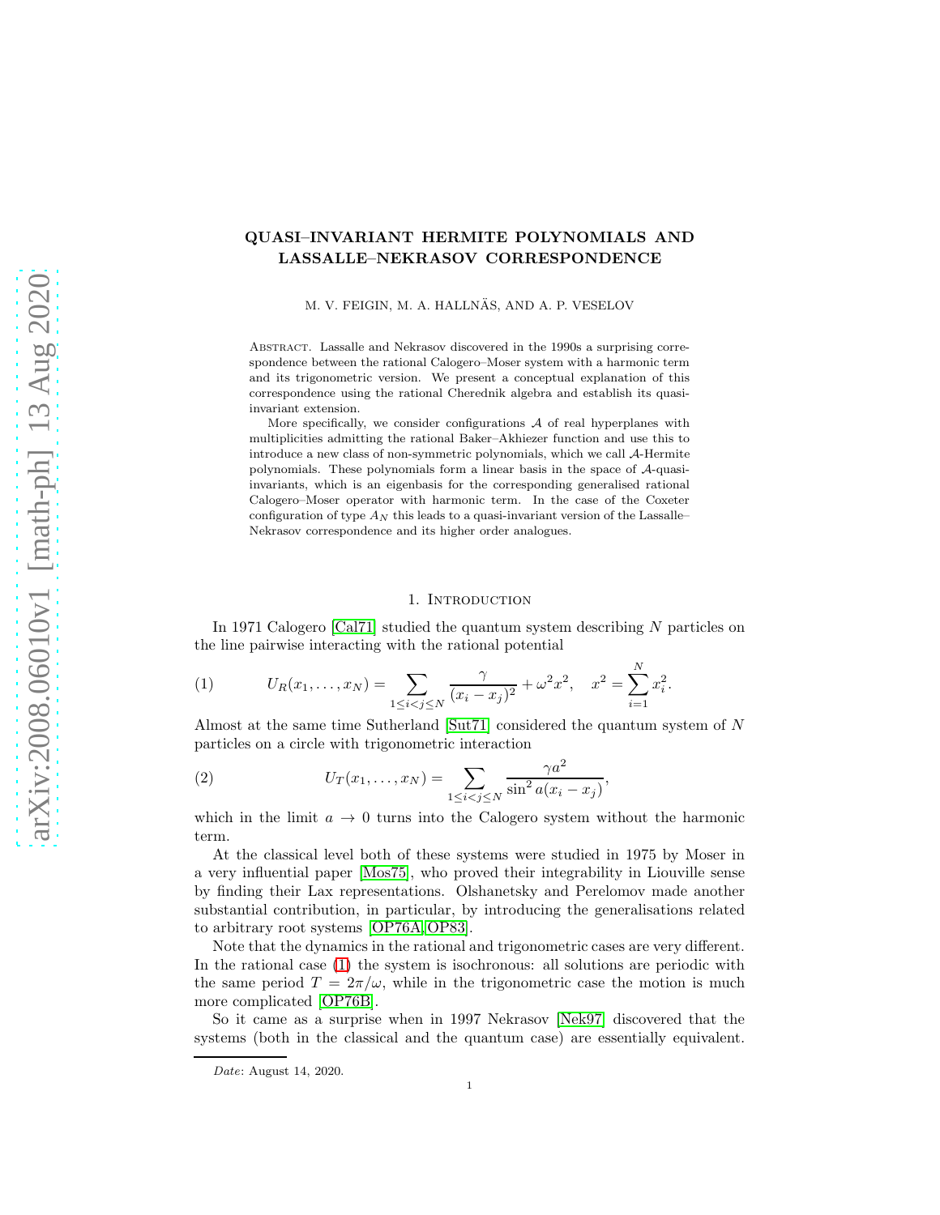# QUASI–INVARIANT HERMITE POLYNOMIALS AND LASSALLE–NEKRASOV CORRESPONDENCE

M. V. FEIGIN, M. A. HALLNÄS, AND A. P. VESELOV

Abstract. Lassalle and Nekrasov discovered in the 1990s a surprising correspondence between the rational Calogero–Moser system with a harmonic term and its trigonometric version. We present a conceptual explanation of this correspondence using the rational Cherednik algebra and establish its quasi-invariant extension.

More specifically, we consider configurations $\mathcal{A}$ of real hyperplanes with multiplicities admitting the rational Baker–Akhiezer function and use this to introduce a new class of non-symmetric polynomials, which we call $\mathcal{A}$-Hermite polynomials. These polynomials form a linear basis in the space of $\mathcal{A}$-quasi-invariants, which is an eigenbasis for the corresponding generalised rational Calogero–Moser operator with harmonic term. In the case of the Coxeter configuration of type $A_N$ this leads to a quasi-invariant version of the Lassalle–Nekrasov correspondence and its higher order analogues.

## 1. Introduction

In 1971 Calogero [Cal71] studied the quantum system describing $N$ particles on the line pairwise interacting with the rational potential

$$U_R(x_1, \ldots, x_N) = \sum_{1 \leq i < j \leq N} \frac{\gamma}{(x_i - x_j)^2} + \omega^2 x^2, \quad x^2 = \sum_{i=1}^{N} x_i^2. \tag{1}$$

Almost at the same time Sutherland [Sut71] considered the quantum system of $N$ particles on a circle with trigonometric interaction

$$U_T(x_1, \ldots, x_N) = \sum_{1 \leq i < j \leq N} \frac{\gamma a^2}{\sin^2 a(x_i - x_j)}, \tag{2}$$

which in the limit $a \to 0$ turns into the Calogero system without the harmonic term.

At the classical level both of these systems were studied in 1975 by Moser in a very influential paper [Mos75], who proved their integrability in Liouville sense by finding their Lax representations. Olshanetsky and Perelomov made another substantial contribution, in particular, by introducing the generalisations related to arbitrary root systems [OP76A, OP83].

Note that the dynamics in the rational and trigonometric cases are very different. In the rational case (1) the system is isochronous: all solutions are periodic with the same period $T = 2\pi/\omega$, while in the trigonometric case the motion is much more complicated [OP76B].

So it came as a surprise when in 1997 Nekrasov [Nek97] discovered that the systems (both in the classical and the quantum case) are essentially equivalent.

Date: August 14, 2020.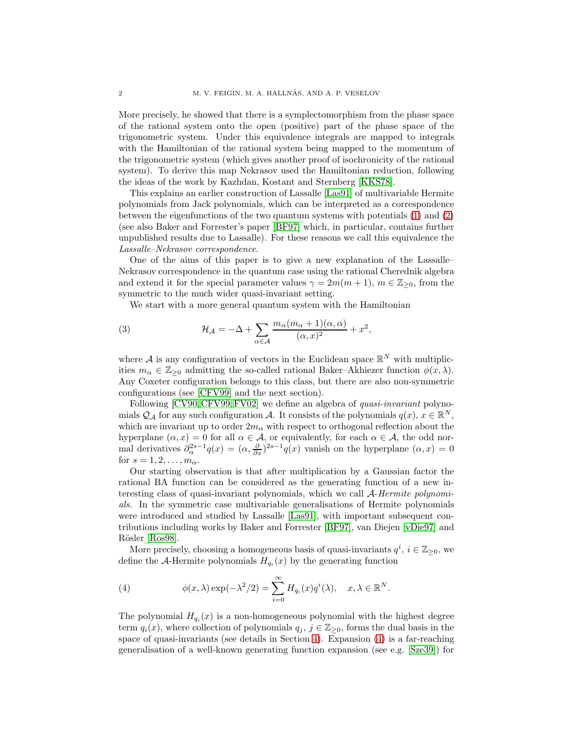More precisely, he showed that there is a symplectomorphism from the phase space of the rational system onto the open (positive) part of the phase space of the trigonometric system. Under this equivalence integrals are mapped to integrals with the Hamiltonian of the rational system being mapped to the momentum of the trigonometric system (which gives another proof of isochronicity of the rational system). To derive this map Nekrasov used the Hamiltonian reduction, following the ideas of the work by Kazhdan, Kostant and Sternberg [KKS78].

This explains an earlier construction of Lassalle [Las91] of multivariable Hermite polynomials from Jack polynomials, which can be interpreted as a correspondence between the eigenfunctions of the two quantum systems with potentials (1) and (2) (see also Baker and Forrester's paper [BF97] which, in particular, contains further unpublished results due to Lassalle). For these reasons we call this equivalence the *Lassalle–Nekrasov correspondence*.

One of the aims of this paper is to give a new explanation of the Lassalle–Nekrasov correspondence in the quantum case using the rational Cherednik algebra and extend it for the special parameter values $\gamma = 2m(m+1)$, $m \in \mathbb{Z}_{\geq 0}$, from the symmetric to the much wider quasi-invariant setting.

We start with a more general quantum system with the Hamiltonian

$$
\mathcal{H}_{\mathcal{A}} = -\Delta + \sum_{\alpha \in \mathcal{A}} \frac{m_\alpha(m_\alpha+1)(\alpha,\alpha)}{(\alpha,x)^2} + x^2, \tag{3}
$$

where $\mathcal{A}$ is any configuration of vectors in the Euclidean space $\mathbb{R}^N$ with multiplicities $m_\alpha \in \mathbb{Z}_{\geq 0}$ admitting the so-called rational Baker–Akhiezer function $\phi(x,\lambda)$. Any Coxeter configuration belongs to this class, but there are also non-symmetric configurations (see [CFV99] and the next section).

Following [CV90, CFV99, FV02] we define an algebra of *quasi-invariant* polynomials $\mathcal{Q}_{\mathcal{A}}$ for any such configuration $\mathcal{A}$. It consists of the polynomials $q(x)$, $x \in \mathbb{R}^N$, which are invariant up to order $2m_\alpha$ with respect to orthogonal reflection about the hyperplane $(\alpha, x) = 0$ for all $\alpha \in \mathcal{A}$, or equivalently, for each $\alpha \in \mathcal{A}$, the odd normal derivatives $\partial_\alpha^{2s-1} q(x) = (\alpha, \frac{\partial}{\partial x})^{2s-1} q(x)$ vanish on the hyperplane $(\alpha, x) = 0$ for $s = 1, 2, \ldots, m_\alpha$.

Our starting observation is that after multiplication by a Gaussian factor the rational BA function can be considered as the generating function of a new interesting class of quasi-invariant polynomials, which we call *$\mathcal{A}$-Hermite polynomials*. In the symmetric case multivariable generalisations of Hermite polynomials were introduced and studied by Lassalle [Las91], with important subsequent contributions including works by Baker and Forrester [BF97], van Diejen [vDie97] and Rösler [Ros98].

More precisely, choosing a homogeneous basis of quasi-invariants $q^i$, $i \in \mathbb{Z}_{\geq 0}$, we define the $\mathcal{A}$-Hermite polynomials $H_{q_i}(x)$ by the generating function

$$
\phi(x,\lambda)\exp(-\lambda^2/2) = \sum_{i=0}^{\infty} H_{q_i}(x) q^i(\lambda), \quad x, \lambda \in \mathbb{R}^N. \tag{4}
$$

The polynomial $H_{q_i}(x)$ is a non-homogeneous polynomial with the highest degree term $q_i(x)$, where collection of polynomials $q_j$, $j \in \mathbb{Z}_{\geq 0}$, forms the dual basis in the space of quasi-invariants (see details in Section 4). Expansion (4) is a far-reaching generalisation of a well-known generating function expansion (see e.g. [Sze39]) for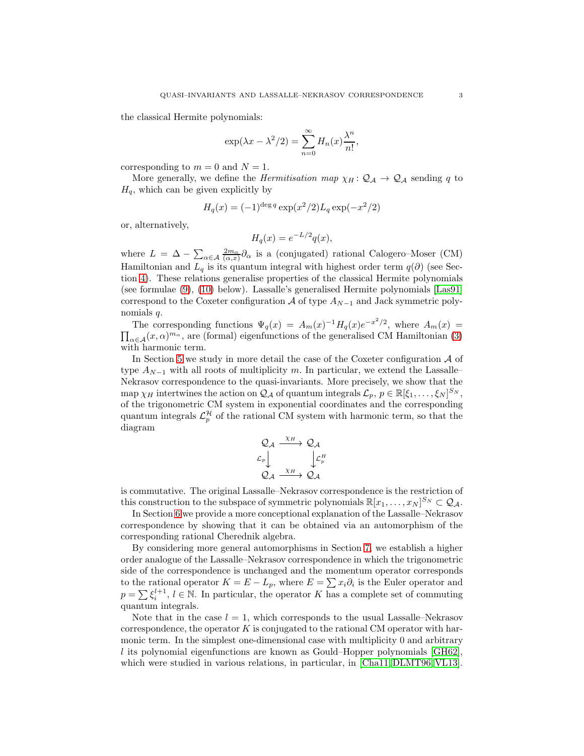the classical Hermite polynomials:

$$\exp(\lambda x - \lambda^2/2) = \sum_{n=0}^{\infty} H_n(x) \frac{\lambda^n}{n!},$$

corresponding to $m = 0$ and $N = 1$.

More generally, we define the *Hermitisation map* $\chi_H \colon \mathcal{Q}_\mathcal{A} \to \mathcal{Q}_\mathcal{A}$ sending $q$ to $H_q$, which can be given explicitly by

$$H_q(x) = (-1)^{\deg q} \exp(x^2/2) L_q \exp(-x^2/2)$$

or, alternatively,

$$H_q(x) = e^{-L/2} q(x),$$

where $L = \Delta - \sum_{\alpha \in \mathcal{A}} \frac{2m_\alpha}{(\alpha, x)} \partial_\alpha$ is a (conjugated) rational Calogero–Moser (CM) Hamiltonian and $L_q$ is its quantum integral with highest order term $q(\partial)$ (see Section 4). These relations generalise properties of the classical Hermite polynomials (see formulae (9), (10) below). Lassalle's generalised Hermite polynomials [Las91] correspond to the Coxeter configuration $\mathcal{A}$ of type $A_{N-1}$ and Jack symmetric polynomials $q$.

The corresponding functions $\Psi_q(x) = A_m(x)^{-1} H_q(x) e^{-x^2/2}$, where $A_m(x) = \prod_{\alpha \in \mathcal{A}} (x, \alpha)^{m_\alpha}$, are (formal) eigenfunctions of the generalised CM Hamiltonian (3) with harmonic term.

In Section 5 we study in more detail the case of the Coxeter configuration $\mathcal{A}$ of type $A_{N-1}$ with all roots of multiplicity $m$. In particular, we extend the Lassalle–Nekrasov correspondence to the quasi-invariants. More precisely, we show that the map $\chi_H$ intertwines the action on $\mathcal{Q}_\mathcal{A}$ of quantum integrals $\mathcal{L}_p$, $p \in \mathbb{R}[\xi_1, \dots, \xi_N]^{S_N}$, of the trigonometric CM system in exponential coordinates and the corresponding quantum integrals $\mathcal{L}_p^\mathcal{H}$ of the rational CM system with harmonic term, so that the diagram

$$\begin{array}{ccc} \mathcal{Q}_\mathcal{A} & \xrightarrow{\chi_H} & \mathcal{Q}_\mathcal{A} \\ {\scriptstyle \mathcal{L}_p}\downarrow & & \downarrow{\scriptstyle \mathcal{L}_p^H} \\ \mathcal{Q}_\mathcal{A} & \xrightarrow{\chi_H} & \mathcal{Q}_\mathcal{A} \end{array}$$

is commutative. The original Lassalle–Nekrasov correspondence is the restriction of this construction to the subspace of symmetric polynomials $\mathbb{R}[x_1, \dots, x_N]^{S_N} \subset \mathcal{Q}_\mathcal{A}$.

In Section 6 we provide a more conceptional explanation of the Lassalle–Nekrasov correspondence by showing that it can be obtained via an automorphism of the corresponding rational Cherednik algebra.

By considering more general automorphisms in Section 7, we establish a higher order analogue of the Lassalle–Nekrasov correspondence in which the trigonometric side of the correspondence is unchanged and the momentum operator corresponds to the rational operator $K = E - L_p$, where $E = \sum x_i \partial_i$ is the Euler operator and $p = \sum \xi_i^{l+1}$, $l \in \mathbb{N}$. In particular, the operator $K$ has a complete set of commuting quantum integrals.

Note that in the case $l = 1$, which corresponds to the usual Lassalle–Nekrasov correspondence, the operator $K$ is conjugated to the rational CM operator with harmonic term. In the simplest one-dimensional case with multiplicity 0 and arbitrary $l$ its polynomial eigenfunctions are known as Gould–Hopper polynomials [GH62], which were studied in various relations, in particular, in [Cha11, DLMT96, VL13].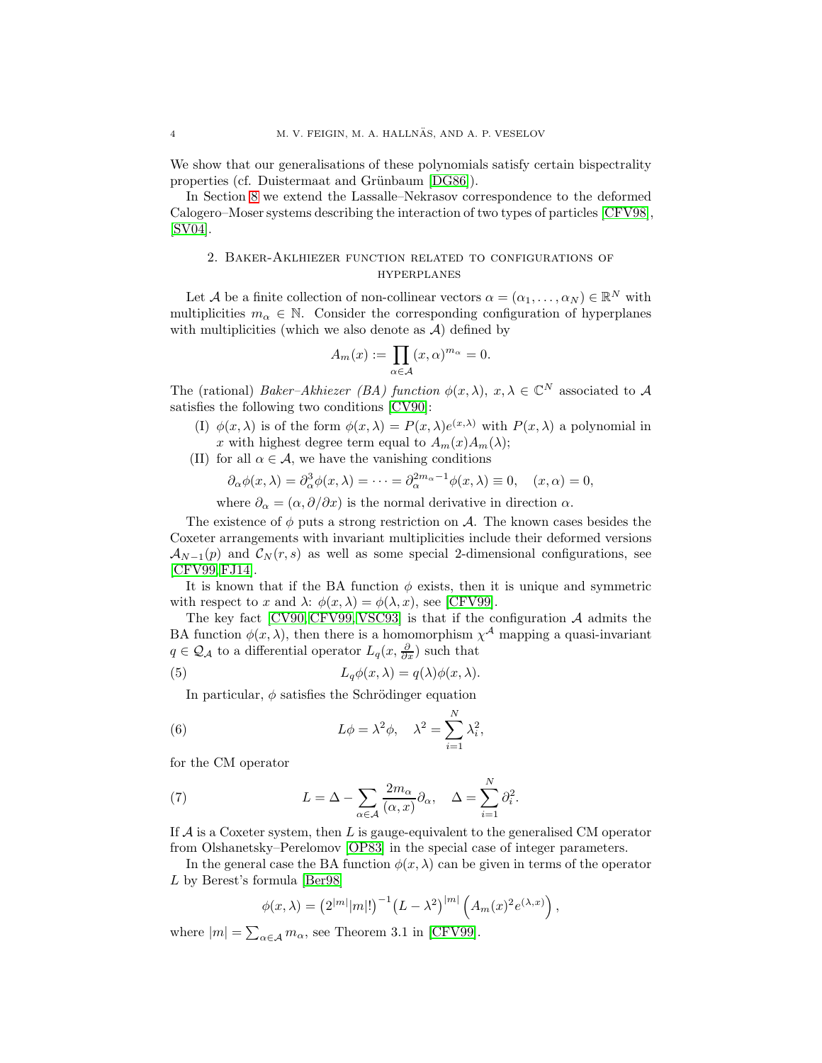We show that our generalisations of these polynomials satisfy certain bispectrality properties (cf. Duistermaat and Grünbaum [DG86]).

In Section 8 we extend the Lassalle–Nekrasov correspondence to the deformed Calogero–Moser systems describing the interaction of two types of particles [CFV98], [SV04].

## 2. Baker-Akhiezer function related to configurations of hyperplanes

Let $\mathcal{A}$ be a finite collection of non-collinear vectors $\alpha = (\alpha_1, \dots, \alpha_N) \in \mathbb{R}^N$ with multiplicities $m_\alpha \in \mathbb{N}$. Consider the corresponding configuration of hyperplanes with multiplicities (which we also denote as $\mathcal{A}$) defined by

$$A_m(x) := \prod_{\alpha \in \mathcal{A}} (x, \alpha)^{m_\alpha} = 0.$$

The (rational) *Baker–Akhiezer (BA) function* $\phi(x, \lambda)$, $x, \lambda \in \mathbb{C}^N$ associated to $\mathcal{A}$ satisfies the following two conditions [CV90]:

(I) $\phi(x, \lambda)$ is of the form $\phi(x, \lambda) = P(x, \lambda)e^{(x,\lambda)}$ with $P(x, \lambda)$ a polynomial in $x$ with highest degree term equal to $A_m(x)A_m(\lambda)$;

(II) for all $\alpha \in \mathcal{A}$, we have the vanishing conditions

$$\partial_\alpha \phi(x, \lambda) = \partial_\alpha^3 \phi(x, \lambda) = \cdots = \partial_\alpha^{2m_\alpha - 1}\phi(x, \lambda) \equiv 0, \quad (x, \alpha) = 0,$$

where $\partial_\alpha = (\alpha, \partial/\partial x)$ is the normal derivative in direction $\alpha$.

The existence of $\phi$ puts a strong restriction on $\mathcal{A}$. The known cases besides the Coxeter arrangements with invariant multiplicities include their deformed versions $\mathcal{A}_{N-1}(p)$ and $\mathcal{C}_N(r, s)$ as well as some special 2-dimensional configurations, see [CFV99, FJ14].

It is known that if the BA function $\phi$ exists, then it is unique and symmetric with respect to $x$ and $\lambda$: $\phi(x, \lambda) = \phi(\lambda, x)$, see [CFV99].

The key fact [CV90, CFV99, VSC93] is that if the configuration $\mathcal{A}$ admits the BA function $\phi(x, \lambda)$, then there is a homomorphism $\chi^{\mathcal{A}}$ mapping a quasi-invariant $q \in \mathcal{Q}_{\mathcal{A}}$ to a differential operator $L_q(x, \frac{\partial}{\partial x})$ such that

$$L_q \phi(x, \lambda) = q(\lambda)\phi(x, \lambda). \tag{5}$$

In particular, $\phi$ satisfies the Schrödinger equation

$$L\phi = \lambda^2 \phi, \quad \lambda^2 = \sum_{i=1}^{N} \lambda_i^2, \tag{6}$$

for the CM operator

$$L = \Delta - \sum_{\alpha \in \mathcal{A}} \frac{2m_\alpha}{(\alpha, x)} \partial_\alpha, \quad \Delta = \sum_{i=1}^{N} \partial_i^2. \tag{7}$$

If $\mathcal{A}$ is a Coxeter system, then $L$ is gauge-equivalent to the generalised CM operator from Olshanetsky–Perelomov [OP83] in the special case of integer parameters.

In the general case the BA function $\phi(x, \lambda)$ can be given in terms of the operator $L$ by Berest's formula [Ber98]

$$\phi(x, \lambda) = \left(2^{|m|}|m|!\right)^{-1} \left(L - \lambda^2\right)^{|m|} \left(A_m(x)^2 e^{(\lambda, x)}\right),$$

where $|m| = \sum_{\alpha \in \mathcal{A}} m_\alpha$, see Theorem 3.1 in [CFV99].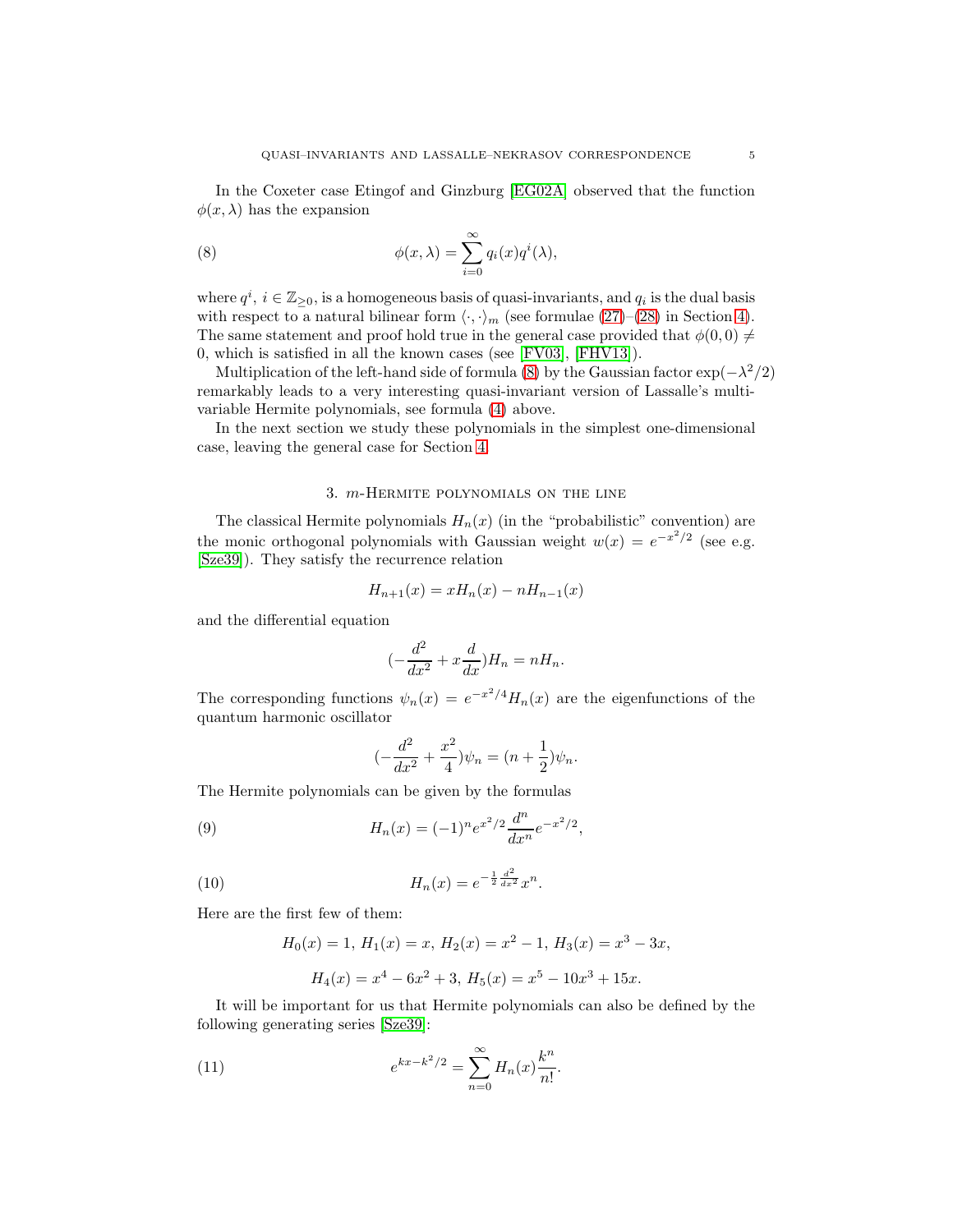In the Coxeter case Etingof and Ginzburg [EG02A] observed that the function $\phi(x, \lambda)$ has the expansion

$$\phi(x,\lambda) = \sum_{i=0}^{\infty} q_i(x) q^i(\lambda), \tag{8}$$

where $q^i$, $i \in \mathbb{Z}_{\geq 0}$, is a homogeneous basis of quasi-invariants, and $q_i$ is the dual basis with respect to a natural bilinear form $\langle \cdot, \cdot \rangle_m$ (see formulae (27)–(28) in Section 4). The same statement and proof hold true in the general case provided that $\phi(0,0) \neq 0$, which is satisfied in all the known cases (see [FV03], [FHV13]).

Multiplication of the left-hand side of formula (8) by the Gaussian factor $\exp(-\lambda^2/2)$ remarkably leads to a very interesting quasi-invariant version of Lassalle's multi-variable Hermite polynomials, see formula (4) above.

In the next section we study these polynomials in the simplest one-dimensional case, leaving the general case for Section 4.

## 3. $m$-Hermite polynomials on the line

The classical Hermite polynomials $H_n(x)$ (in the "probabilistic" convention) are the monic orthogonal polynomials with Gaussian weight $w(x) = e^{-x^2/2}$ (see e.g. [Sze39]). They satisfy the recurrence relation

$$H_{n+1}(x) = xH_n(x) - nH_{n-1}(x)$$

and the differential equation

$$(-\frac{d^2}{dx^2} + x\frac{d}{dx})H_n = nH_n.$$

The corresponding functions $\psi_n(x) = e^{-x^2/4}H_n(x)$ are the eigenfunctions of the quantum harmonic oscillator

$$(-\frac{d^2}{dx^2} + \frac{x^2}{4})\psi_n = (n + \frac{1}{2})\psi_n.$$

The Hermite polynomials can be given by the formulas

$$H_n(x) = (-1)^n e^{x^2/2} \frac{d^n}{dx^n} e^{-x^2/2}, \tag{9}$$

$$H_n(x) = e^{-\frac{1}{2}\frac{d^2}{dx^2}} x^n. \tag{10}$$

Here are the first few of them:

$$H_0(x) = 1,\ H_1(x) = x,\ H_2(x) = x^2 - 1,\ H_3(x) = x^3 - 3x,$$

$$H_4(x) = x^4 - 6x^2 + 3,\ H_5(x) = x^5 - 10x^3 + 15x.$$

It will be important for us that Hermite polynomials can also be defined by the following generating series [Sze39]:

$$e^{kx - k^2/2} = \sum_{n=0}^{\infty} H_n(x) \frac{k^n}{n!}. \tag{11}$$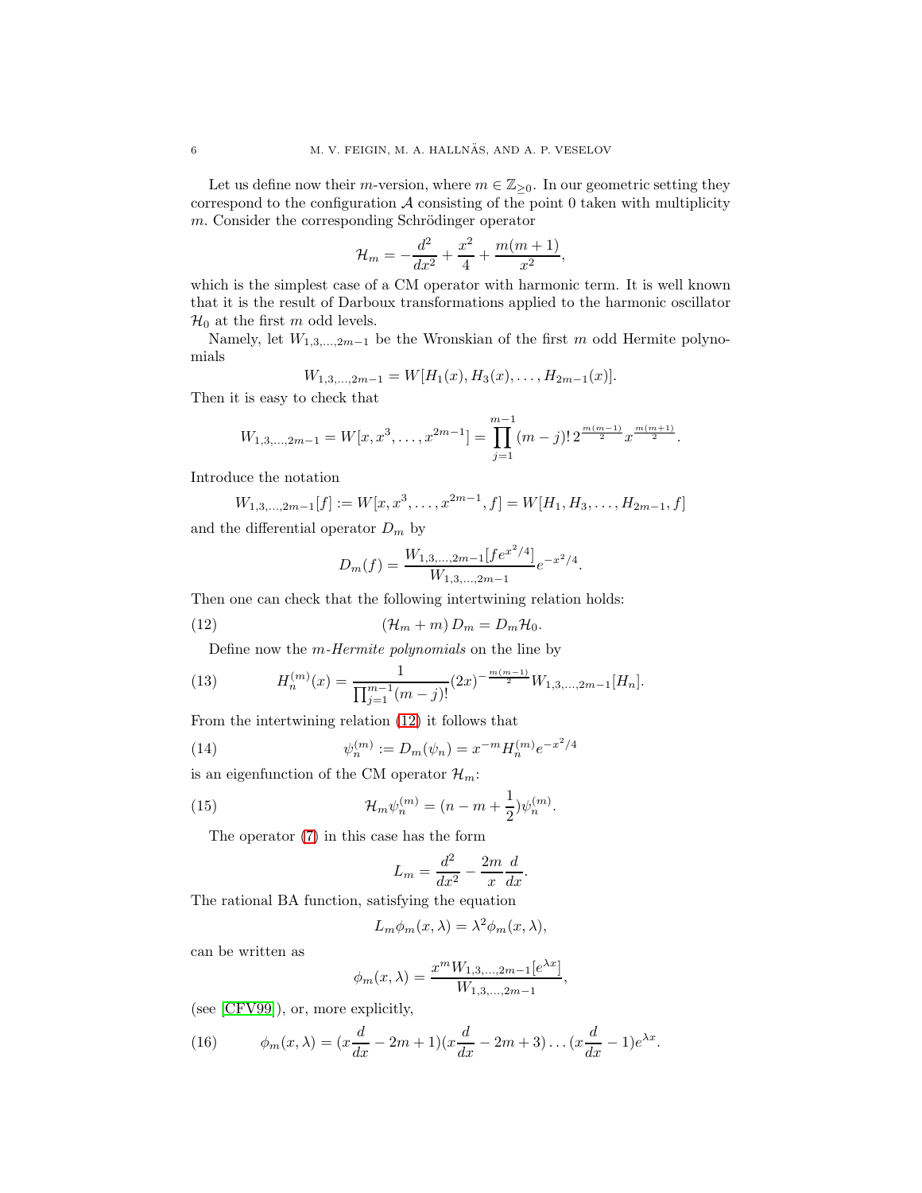Let us define now their $m$-version, where $m \in \mathbb{Z}_{\geq 0}$. In our geometric setting they correspond to the configuration $\mathcal{A}$ consisting of the point 0 taken with multiplicity $m$. Consider the corresponding Schrödinger operator

$$\mathcal{H}_m = -\frac{d^2}{dx^2} + \frac{x^2}{4} + \frac{m(m+1)}{x^2},$$

which is the simplest case of a CM operator with harmonic term. It is well known that it is the result of Darboux transformations applied to the harmonic oscillator $\mathcal{H}_0$ at the first $m$ odd levels.

Namely, let $W_{1,3,\ldots,2m-1}$ be the Wronskian of the first $m$ odd Hermite polynomials

$$W_{1,3,\ldots,2m-1} = W[H_1(x), H_3(x), \ldots, H_{2m-1}(x)].$$

Then it is easy to check that

$$W_{1,3,\ldots,2m-1} = W[x, x^3, \ldots, x^{2m-1}] = \prod_{j=1}^{m-1}(m-j)!\, 2^{\frac{m(m-1)}{2}} x^{\frac{m(m+1)}{2}}.$$

Introduce the notation

$$W_{1,3,\ldots,2m-1}[f] := W[x, x^3, \ldots, x^{2m-1}, f] = W[H_1, H_3, \ldots, H_{2m-1}, f]$$

and the differential operator $D_m$ by

$$D_m(f) = \frac{W_{1,3,\ldots,2m-1}[fe^{x^2/4}]}{W_{1,3,\ldots,2m-1}} e^{-x^2/4}.$$

Then one can check that the following intertwining relation holds:

$$(\mathcal{H}_m + m)\, D_m = D_m \mathcal{H}_0. \tag{12}$$

Define now the *m-Hermite polynomials* on the line by

$$H_n^{(m)}(x) = \frac{1}{\prod_{j=1}^{m-1}(m-j)!}(2x)^{-\frac{m(m-1)}{2}} W_{1,3,\ldots,2m-1}[H_n]. \tag{13}$$

From the intertwining relation (12) it follows that

$$\psi_n^{(m)} := D_m(\psi_n) = x^{-m} H_n^{(m)} e^{-x^2/4} \tag{14}$$

is an eigenfunction of the CM operator $\mathcal{H}_m$:

$$\mathcal{H}_m \psi_n^{(m)} = (n - m + \frac{1}{2})\psi_n^{(m)}. \tag{15}$$

The operator (7) in this case has the form

$$L_m = \frac{d^2}{dx^2} - \frac{2m}{x}\frac{d}{dx}.$$

The rational BA function, satisfying the equation

$$L_m \phi_m(x, \lambda) = \lambda^2 \phi_m(x, \lambda),$$

can be written as

$$\phi_m(x, \lambda) = \frac{x^m W_{1,3,\ldots,2m-1}[e^{\lambda x}]}{W_{1,3,\ldots,2m-1}},$$

(see [CFV99]), or, more explicitly,

$$\phi_m(x, \lambda) = (x\frac{d}{dx} - 2m + 1)(x\frac{d}{dx} - 2m + 3)\ldots(x\frac{d}{dx} - 1)e^{\lambda x}. \tag{16}$$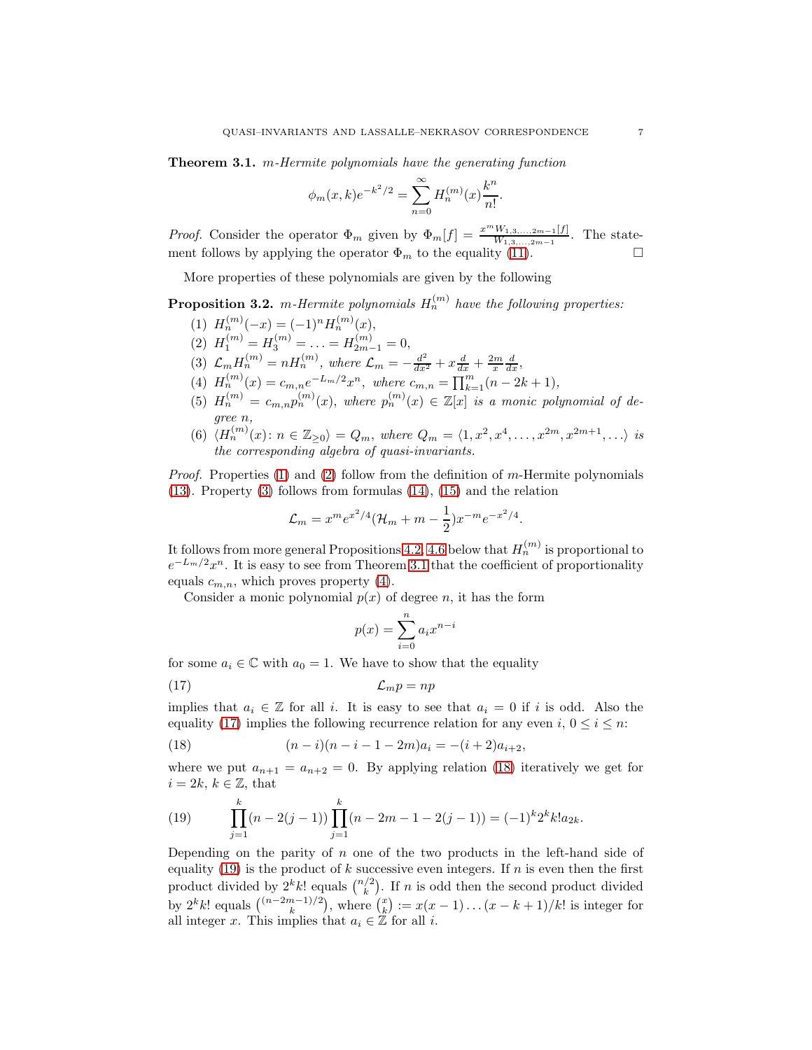**Theorem 3.1.** *$m$-Hermite polynomials have the generating function*

$$\phi_m(x,k)e^{-k^2/2} = \sum_{n=0}^{\infty} H_n^{(m)}(x)\frac{k^n}{n!}.$$

*Proof.* Consider the operator $\Phi_m$ given by $\Phi_m[f] = \frac{x^m W_{1,3,\ldots,2m-1}[f]}{W_{1,3,\ldots,2m-1}}$. The statement follows by applying the operator $\Phi_m$ to the equality (11). □

More properties of these polynomials are given by the following

**Proposition 3.2.** *$m$-Hermite polynomials $H_n^{(m)}$ have the following properties:*

1. $H_n^{(m)}(-x) = (-1)^n H_n^{(m)}(x)$,
2. $H_1^{(m)} = H_3^{(m)} = \ldots = H_{2m-1}^{(m)} = 0$,
3. $\mathcal{L}_m H_n^{(m)} = nH_n^{(m)}$, *where* $\mathcal{L}_m = -\frac{d^2}{dx^2} + x\frac{d}{dx} + \frac{2m}{x}\frac{d}{dx}$,
4. $H_n^{(m)}(x) = c_{m,n}e^{-L_m/2}x^n$, *where* $c_{m,n} = \prod_{k=1}^m (n-2k+1)$,
5. $H_n^{(m)} = c_{m,n}p_n^{(m)}(x)$, *where* $p_n^{(m)}(x) \in \mathbb{Z}[x]$ *is a monic polynomial of degree $n$,*
6. $\langle H_n^{(m)}(x) \colon n \in \mathbb{Z}_{\geq 0}\rangle = Q_m$, *where* $Q_m = \langle 1, x^2, x^4, \ldots, x^{2m}, x^{2m+1}, \ldots\rangle$ *is the corresponding algebra of quasi-invariants.*

*Proof.* Properties (1) and (2) follow from the definition of $m$-Hermite polynomials (13). Property (3) follows from formulas (14), (15) and the relation

$$\mathcal{L}_m = x^m e^{x^2/4}(\mathcal{H}_m + m - \frac{1}{2})x^{-m}e^{-x^2/4}.$$

It follows from more general Propositions 4.2, 4.6 below that $H_n^{(m)}$ is proportional to $e^{-L_m/2}x^n$. It is easy to see from Theorem 3.1 that the coefficient of proportionality equals $c_{m,n}$, which proves property (4).

Consider a monic polynomial $p(x)$ of degree $n$, it has the form

$$p(x) = \sum_{i=0}^n a_i x^{n-i}$$

for some $a_i \in \mathbb{C}$ with $a_0 = 1$. We have to show that the equality

$$\mathcal{L}_m p = np \tag{17}$$

implies that $a_i \in \mathbb{Z}$ for all $i$. It is easy to see that $a_i = 0$ if $i$ is odd. Also the equality (17) implies the following recurrence relation for any even $i$, $0 \leq i \leq n$:

$$(n-i)(n-i-1-2m)a_i = -(i+2)a_{i+2}, \tag{18}$$

where we put $a_{n+1} = a_{n+2} = 0$. By applying relation (18) iteratively we get for $i = 2k$, $k \in \mathbb{Z}$, that

$$\prod_{j=1}^k (n-2(j-1)) \prod_{j=1}^k (n-2m-1-2(j-1)) = (-1)^k 2^k k! a_{2k}. \tag{19}$$

Depending on the parity of $n$ one of the two products in the left-hand side of equality (19) is the product of $k$ successive even integers. If $n$ is even then the first product divided by $2^k k!$ equals $\binom{n/2}{k}$. If $n$ is odd then the second product divided by $2^k k!$ equals $\binom{(n-2m-1)/2}{k}$, where $\binom{x}{k} := x(x-1)\ldots(x-k+1)/k!$ is integer for all integer $x$. This implies that $a_i \in \mathbb{Z}$ for all $i$.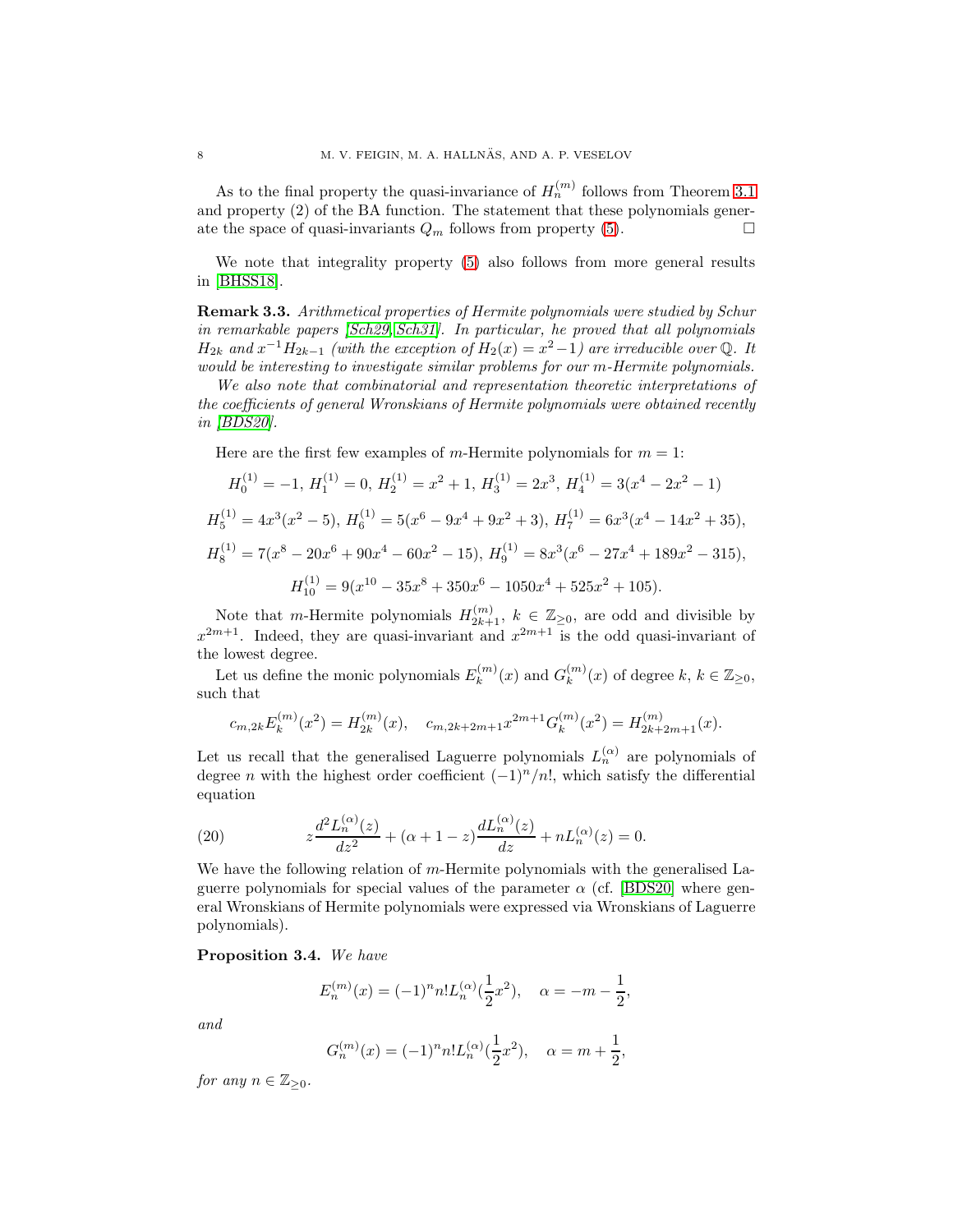As to the final property the quasi-invariance of $H_n^{(m)}$ follows from Theorem 3.1 and property (2) of the BA function. The statement that these polynomials generate the space of quasi-invariants $Q_m$ follows from property (5). $\square$

We note that integrality property (5) also follows from more general results in [BHSS18].

**Remark 3.3.** *Arithmetical properties of Hermite polynomials were studied by Schur in remarkable papers [Sch29, Sch31]. In particular, he proved that all polynomials $H_{2k}$ and $x^{-1}H_{2k-1}$ (with the exception of $H_2(x) = x^2 - 1$) are irreducible over $\mathbb{Q}$. It would be interesting to investigate similar problems for our $m$-Hermite polynomials.*

*We also note that combinatorial and representation theoretic interpretations of the coefficients of general Wronskians of Hermite polynomials were obtained recently in [BDS20].*

Here are the first few examples of $m$-Hermite polynomials for $m = 1$:

$$H_0^{(1)} = -1,\ H_1^{(1)} = 0,\ H_2^{(1)} = x^2 + 1,\ H_3^{(1)} = 2x^3,\ H_4^{(1)} = 3(x^4 - 2x^2 - 1)$$

$$H_5^{(1)} = 4x^3(x^2 - 5),\ H_6^{(1)} = 5(x^6 - 9x^4 + 9x^2 + 3),\ H_7^{(1)} = 6x^3(x^4 - 14x^2 + 35),$$

$$H_8^{(1)} = 7(x^8 - 20x^6 + 90x^4 - 60x^2 - 15),\ H_9^{(1)} = 8x^3(x^6 - 27x^4 + 189x^2 - 315),$$

$$H_{10}^{(1)} = 9(x^{10} - 35x^8 + 350x^6 - 1050x^4 + 525x^2 + 105).$$

Note that $m$-Hermite polynomials $H_{2k+1}^{(m)}$, $k \in \mathbb{Z}_{\geq 0}$, are odd and divisible by $x^{2m+1}$. Indeed, they are quasi-invariant and $x^{2m+1}$ is the odd quasi-invariant of the lowest degree.

Let us define the monic polynomials $E_k^{(m)}(x)$ and $G_k^{(m)}(x)$ of degree $k$, $k \in \mathbb{Z}_{\geq 0}$, such that

$$c_{m,2k}E_k^{(m)}(x^2) = H_{2k}^{(m)}(x), \quad c_{m,2k+2m+1}x^{2m+1}G_k^{(m)}(x^2) = H_{2k+2m+1}^{(m)}(x).$$

Let us recall that the generalised Laguerre polynomials $L_n^{(\alpha)}$ are polynomials of degree $n$ with the highest order coefficient $(-1)^n/n!$, which satisfy the differential equation

$$z\frac{d^2L_n^{(\alpha)}(z)}{dz^2} + (\alpha + 1 - z)\frac{dL_n^{(\alpha)}(z)}{dz} + nL_n^{(\alpha)}(z) = 0. \tag{20}$$

We have the following relation of $m$-Hermite polynomials with the generalised Laguerre polynomials for special values of the parameter $\alpha$ (cf. [BDS20] where general Wronskians of Hermite polynomials were expressed via Wronskians of Laguerre polynomials).

**Proposition 3.4.** *We have*

$$E_n^{(m)}(x) = (-1)^n n! L_n^{(\alpha)}(\frac{1}{2}x^2), \quad \alpha = -m - \frac{1}{2},$$

*and*

$$G_n^{(m)}(x) = (-1)^n n! L_n^{(\alpha)}(\frac{1}{2}x^2), \quad \alpha = m + \frac{1}{2},$$

*for any $n \in \mathbb{Z}_{\geq 0}$.*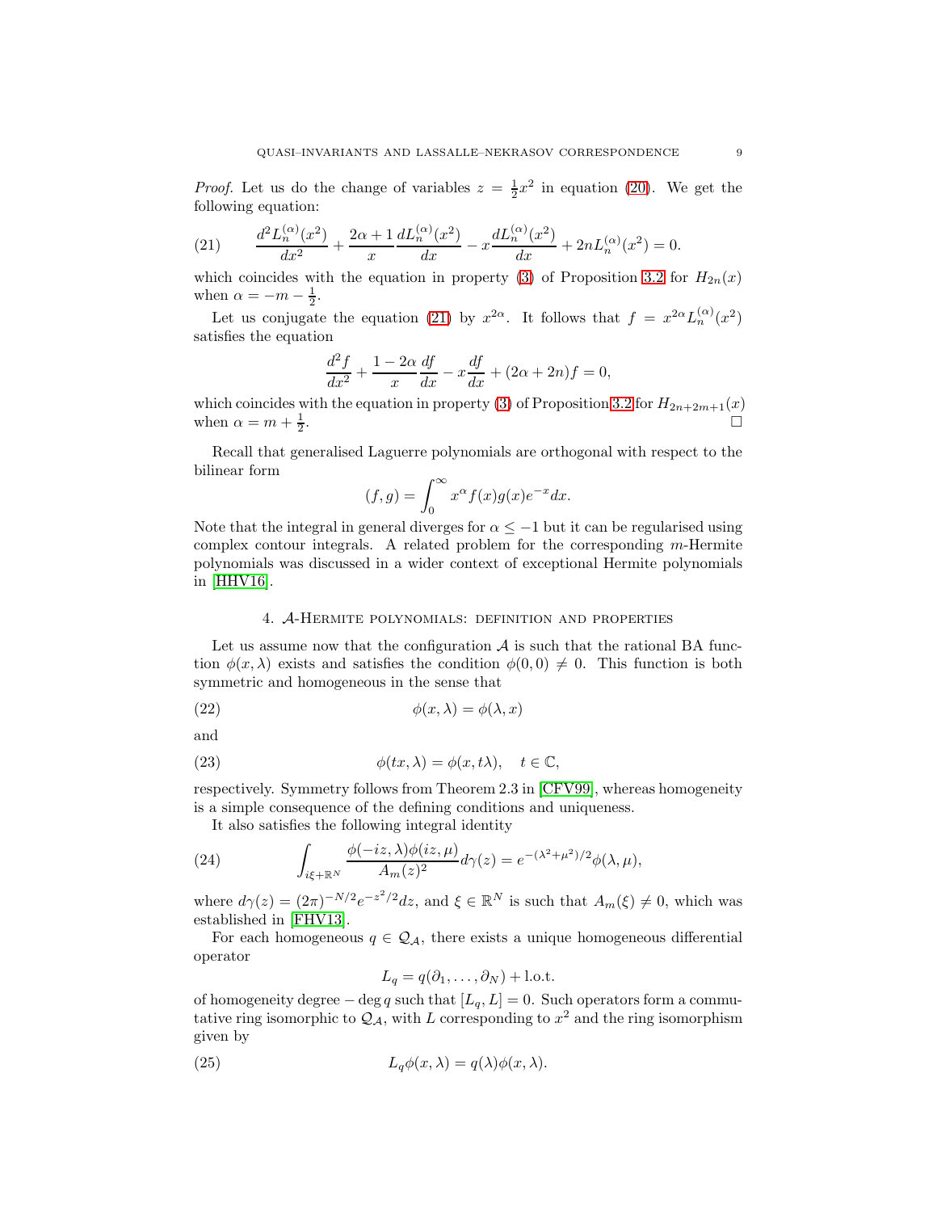*Proof.* Let us do the change of variables $z = \frac{1}{2}x^2$ in equation (20). We get the following equation:

$$\frac{d^2 L_n^{(\alpha)}(x^2)}{dx^2} + \frac{2\alpha+1}{x}\frac{dL_n^{(\alpha)}(x^2)}{dx} - x\frac{dL_n^{(\alpha)}(x^2)}{dx} + 2nL_n^{(\alpha)}(x^2) = 0. \tag{21}$$

which coincides with the equation in property (3) of Proposition 3.2 for $H_{2n}(x)$ when $\alpha = -m - \frac{1}{2}$.

Let us conjugate the equation (21) by $x^{2\alpha}$. It follows that $f = x^{2\alpha}L_n^{(\alpha)}(x^2)$ satisfies the equation

$$\frac{d^2 f}{dx^2} + \frac{1-2\alpha}{x}\frac{df}{dx} - x\frac{df}{dx} + (2\alpha + 2n)f = 0,$$

which coincides with the equation in property (3) of Proposition 3.2 for $H_{2n+2m+1}(x)$ when $\alpha = m + \frac{1}{2}$. $\square$

Recall that generalised Laguerre polynomials are orthogonal with respect to the bilinear form

$$(f, g) = \int_0^\infty x^\alpha f(x)g(x)e^{-x}dx.$$

Note that the integral in general diverges for $\alpha \leq -1$ but it can be regularised using complex contour integrals. A related problem for the corresponding $m$-Hermite polynomials was discussed in a wider context of exceptional Hermite polynomials in [HHV16].

## 4. $\mathcal{A}$-Hermite polynomials: definition and properties

Let us assume now that the configuration $\mathcal{A}$ is such that the rational BA function $\phi(x, \lambda)$ exists and satisfies the condition $\phi(0, 0) \neq 0$. This function is both symmetric and homogeneous in the sense that

$$\phi(x, \lambda) = \phi(\lambda, x) \tag{22}$$

and

$$\phi(tx, \lambda) = \phi(x, t\lambda), \quad t \in \mathbb{C}, \tag{23}$$

respectively. Symmetry follows from Theorem 2.3 in [CFV99], whereas homogeneity is a simple consequence of the defining conditions and uniqueness.

It also satisfies the following integral identity

$$\int_{i\xi+\mathbb{R}^N} \frac{\phi(-iz, \lambda)\phi(iz, \mu)}{A_m(z)^2} d\gamma(z) = e^{-(\lambda^2+\mu^2)/2}\phi(\lambda, \mu), \tag{24}$$

where $d\gamma(z) = (2\pi)^{-N/2}e^{-z^2/2}dz$, and $\xi \in \mathbb{R}^N$ is such that $A_m(\xi) \neq 0$, which was established in [FHV13].

For each homogeneous $q \in \mathcal{Q}_\mathcal{A}$, there exists a unique homogeneous differential operator

$$L_q = q(\partial_1, \ldots, \partial_N) + \text{l.o.t.}$$

of homogeneity degree $-\deg q$ such that $[L_q, L] = 0$. Such operators form a commutative ring isomorphic to $\mathcal{Q}_\mathcal{A}$, with $L$ corresponding to $x^2$ and the ring isomorphism given by

$$L_q\phi(x, \lambda) = q(\lambda)\phi(x, \lambda). \tag{25}$$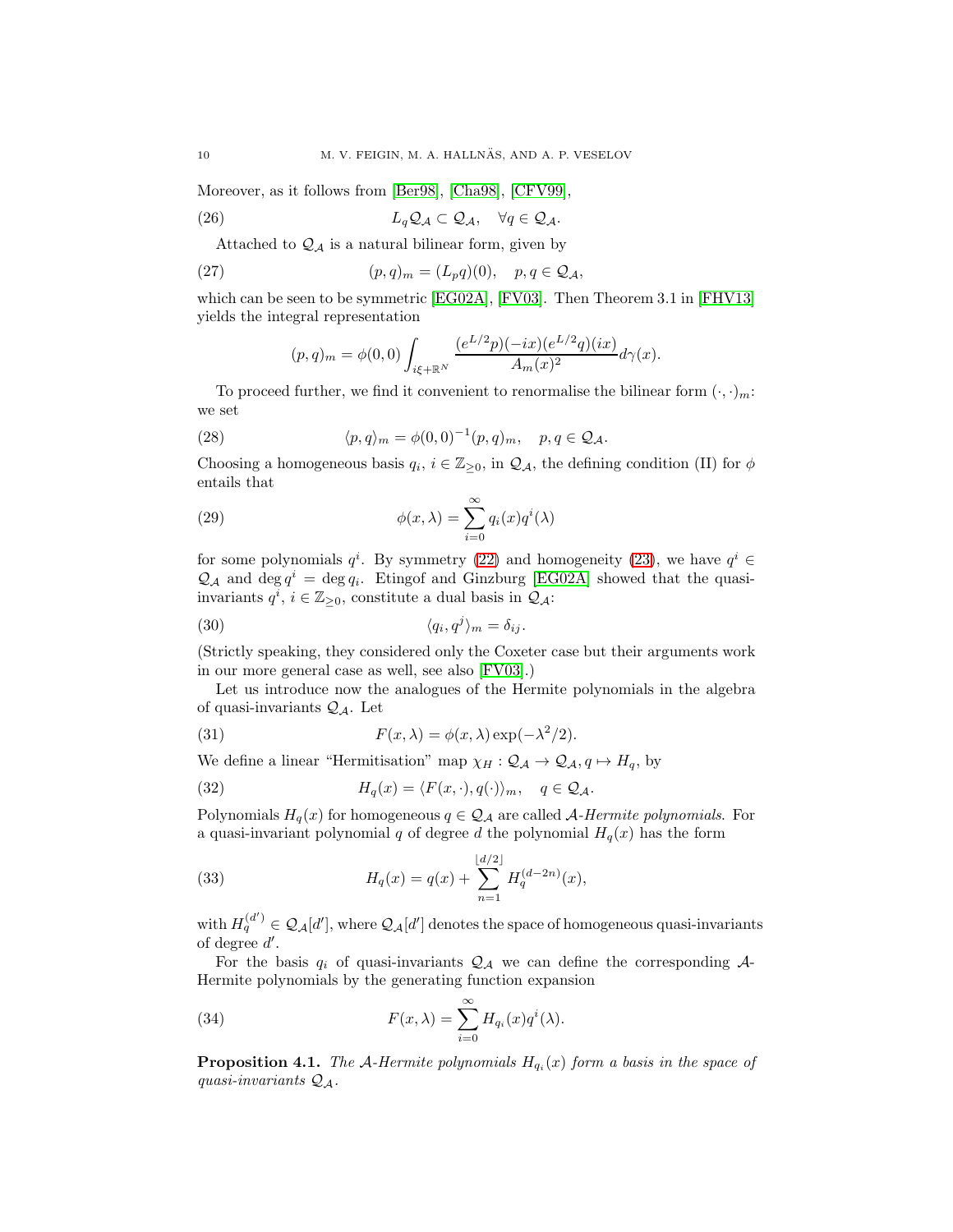Moreover, as it follows from [Ber98], [Cha98], [CFV99],

$$L_q \mathcal{Q}_{\mathcal{A}} \subset \mathcal{Q}_{\mathcal{A}}, \quad \forall q \in \mathcal{Q}_{\mathcal{A}}. \tag{26}$$

Attached to $\mathcal{Q}_{\mathcal{A}}$ is a natural bilinear form, given by

$$(p, q)_m = (L_p q)(0), \quad p, q \in \mathcal{Q}_{\mathcal{A}}, \tag{27}$$

which can be seen to be symmetric [EG02A], [FV03]. Then Theorem 3.1 in [FHV13] yields the integral representation

$$(p, q)_m = \phi(0,0) \int_{i\xi + \mathbb{R}^N} \frac{(e^{L/2}p)(-ix)(e^{L/2}q)(ix)}{A_m(x)^2} d\gamma(x).$$

To proceed further, we find it convenient to renormalise the bilinear form $(\cdot,\cdot)_m$: we set

$$\langle p, q \rangle_m = \phi(0,0)^{-1}(p,q)_m, \quad p, q \in \mathcal{Q}_{\mathcal{A}}. \tag{28}$$

Choosing a homogeneous basis $q_i$, $i \in \mathbb{Z}_{\geq 0}$, in $\mathcal{Q}_{\mathcal{A}}$, the defining condition (II) for $\phi$ entails that

$$\phi(x, \lambda) = \sum_{i=0}^{\infty} q_i(x) q^i(\lambda) \tag{29}$$

for some polynomials $q^i$. By symmetry (22) and homogeneity (23), we have $q^i \in \mathcal{Q}_{\mathcal{A}}$ and $\deg q^i = \deg q_i$. Etingof and Ginzburg [EG02A] showed that the quasi-invariants $q^i$, $i \in \mathbb{Z}_{\geq 0}$, constitute a dual basis in $\mathcal{Q}_{\mathcal{A}}$:

$$\langle q_i, q^j \rangle_m = \delta_{ij}. \tag{30}$$

(Strictly speaking, they considered only the Coxeter case but their arguments work in our more general case as well, see also [FV03].)

Let us introduce now the analogues of the Hermite polynomials in the algebra of quasi-invariants $\mathcal{Q}_{\mathcal{A}}$. Let

$$F(x, \lambda) = \phi(x, \lambda) \exp(-\lambda^2/2). \tag{31}$$

We define a linear "Hermitisation" map $\chi_H : \mathcal{Q}_{\mathcal{A}} \to \mathcal{Q}_{\mathcal{A}}, q \mapsto H_q$, by

$$H_q(x) = \langle F(x, \cdot), q(\cdot) \rangle_m, \quad q \in \mathcal{Q}_{\mathcal{A}}. \tag{32}$$

Polynomials $H_q(x)$ for homogeneous $q \in \mathcal{Q}_{\mathcal{A}}$ are called *$\mathcal{A}$-Hermite polynomials*. For a quasi-invariant polynomial $q$ of degree $d$ the polynomial $H_q(x)$ has the form

$$H_q(x) = q(x) + \sum_{n=1}^{\lfloor d/2 \rfloor} H_q^{(d-2n)}(x), \tag{33}$$

with $H_q^{(d')} \in \mathcal{Q}_{\mathcal{A}}[d']$, where $\mathcal{Q}_{\mathcal{A}}[d']$ denotes the space of homogeneous quasi-invariants of degree $d'$.

For the basis $q_i$ of quasi-invariants $\mathcal{Q}_{\mathcal{A}}$ we can define the corresponding $\mathcal{A}$-Hermite polynomials by the generating function expansion

$$F(x, \lambda) = \sum_{i=0}^{\infty} H_{q_i}(x) q^i(\lambda). \tag{34}$$

**Proposition 4.1.** *The $\mathcal{A}$-Hermite polynomials $H_{q_i}(x)$ form a basis in the space of quasi-invariants $\mathcal{Q}_{\mathcal{A}}$.*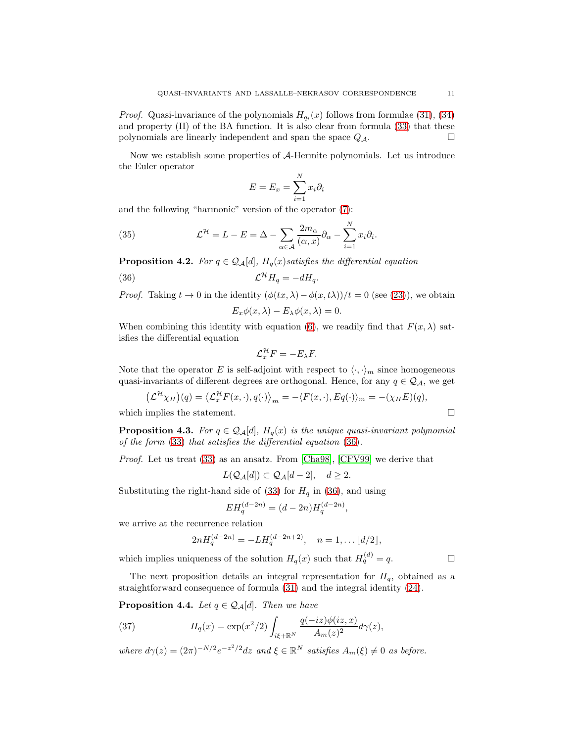*Proof.* Quasi-invariance of the polynomials $H_{q_i}(x)$ follows from formulae (31), (34) and property (II) of the BA function. It is also clear from formula (33) that these polynomials are linearly independent and span the space $Q_{\mathcal{A}}$. $\square$

Now we establish some properties of $\mathcal{A}$-Hermite polynomials. Let us introduce the Euler operator

$$E = E_x = \sum_{i=1}^N x_i \partial_i$$

and the following "harmonic" version of the operator (7):

$$\mathcal{L}^{\mathcal{H}} = L - E = \Delta - \sum_{\alpha\in\mathcal{A}} \frac{2m_\alpha}{(\alpha, x)}\partial_\alpha - \sum_{i=1}^N x_i\partial_i. \tag{35}$$

**Proposition 4.2.** *For $q \in \mathcal{Q}_{\mathcal{A}}[d]$, $H_q(x)$satisfies the differential equation*

$$\mathcal{L}^{\mathcal{H}} H_q = -dH_q. \tag{36}$$

*Proof.* Taking $t \to 0$ in the identity $(\phi(tx, \lambda) - \phi(x, t\lambda))/t = 0$ (see (23)), we obtain

$$E_x\phi(x, \lambda) - E_\lambda\phi(x, \lambda) = 0.$$

When combining this identity with equation (6), we readily find that $F(x, \lambda)$ satisfies the differential equation

$$\mathcal{L}^{\mathcal{H}}_x F = -E_\lambda F.$$

Note that the operator $E$ is self-adjoint with respect to $\langle \cdot, \cdot\rangle_m$ since homogeneous quasi-invariants of different degrees are orthogonal. Hence, for any $q \in \mathcal{Q}_{\mathcal{A}}$, we get

$$\left(\mathcal{L}^{\mathcal{H}}\chi_H\right)(q) = \left\langle \mathcal{L}^{\mathcal{H}}_x F(x, \cdot), q(\cdot)\right\rangle_m = -\langle F(x, \cdot), Eq(\cdot)\rangle_m = -(\chi_H E)(q),$$

which implies the statement. $\square$

**Proposition 4.3.** *For $q \in \mathcal{Q}_{\mathcal{A}}[d]$, $H_q(x)$ is the unique quasi-invariant polynomial of the form (33) that satisfies the differential equation (36).*

*Proof.* Let us treat (33) as an ansatz. From [Cha98], [CFV99] we derive that

$$L(\mathcal{Q}_{\mathcal{A}}[d]) \subset \mathcal{Q}_{\mathcal{A}}[d-2], \quad d \geq 2.$$

Substituting the right-hand side of (33) for $H_q$ in (36), and using

$$EH_q^{(d-2n)} = (d-2n)H_q^{(d-2n)},$$

we arrive at the recurrence relation

$$2nH_q^{(d-2n)} = -LH_q^{(d-2n+2)}, \quad n = 1, \dots \lfloor d/2\rfloor,$$

which implies uniqueness of the solution $H_q(x)$ such that $H_q^{(d)} = q$. $\square$

The next proposition details an integral representation for $H_q$, obtained as a straightforward consequence of formula (31) and the integral identity (24).

**Proposition 4.4.** *Let $q \in \mathcal{Q}_{\mathcal{A}}[d]$. Then we have*

$$H_q(x) = \exp(x^2/2)\int_{i\xi+\mathbb{R}^N} \frac{q(-iz)\phi(iz, x)}{A_m(z)^2} d\gamma(z), \tag{37}$$

*where $d\gamma(z) = (2\pi)^{-N/2}e^{-z^2/2}dz$ and $\xi \in \mathbb{R}^N$ satisfies $A_m(\xi) \neq 0$ as before.*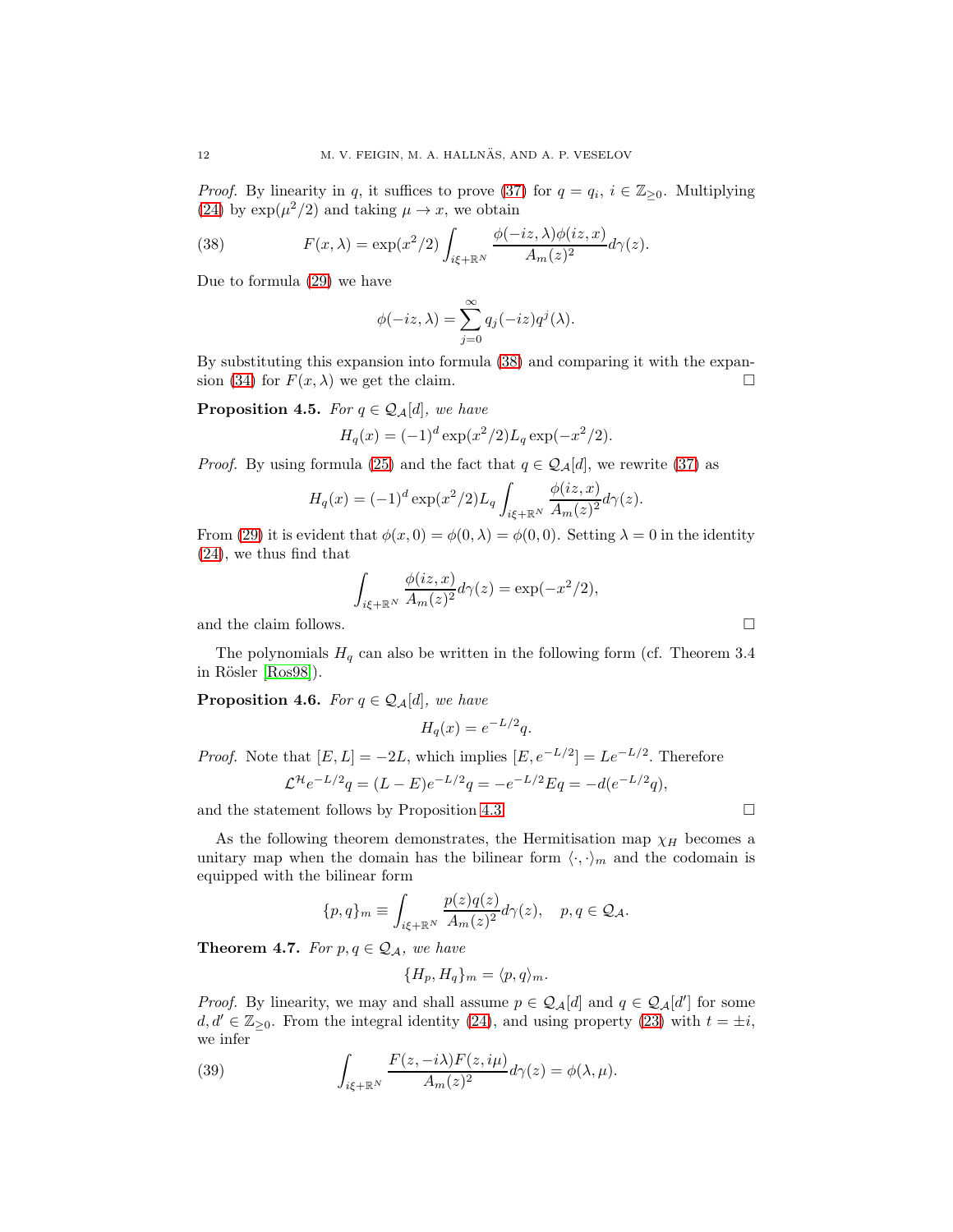*Proof.* By linearity in $q$, it suffices to prove (37) for $q = q_i$, $i \in \mathbb{Z}_{\geq 0}$. Multiplying (24) by $\exp(\mu^2/2)$ and taking $\mu \to x$, we obtain

$$F(x,\lambda) = \exp(x^2/2) \int_{i\xi+\mathbb{R}^N} \frac{\phi(-iz,\lambda)\phi(iz,x)}{A_m(z)^2} d\gamma(z). \tag{38}$$

Due to formula (29) we have

$$\phi(-iz,\lambda) = \sum_{j=0}^{\infty} q_j(-iz) q^j(\lambda).$$

By substituting this expansion into formula (38) and comparing it with the expansion (34) for $F(x,\lambda)$ we get the claim. $\square$

**Proposition 4.5.** *For $q \in \mathcal{Q}_{\mathcal{A}}[d]$, we have*

$$H_q(x) = (-1)^d \exp(x^2/2) L_q \exp(-x^2/2).$$

*Proof.* By using formula (25) and the fact that $q \in \mathcal{Q}_{\mathcal{A}}[d]$, we rewrite (37) as

$$H_q(x) = (-1)^d \exp(x^2/2) L_q \int_{i\xi+\mathbb{R}^N} \frac{\phi(iz,x)}{A_m(z)^2} d\gamma(z).$$

From (29) it is evident that $\phi(x,0) = \phi(0,\lambda) = \phi(0,0)$. Setting $\lambda = 0$ in the identity (24), we thus find that

$$\int_{i\xi+\mathbb{R}^N} \frac{\phi(iz,x)}{A_m(z)^2} d\gamma(z) = \exp(-x^2/2),$$

and the claim follows. $\square$

The polynomials $H_q$ can also be written in the following form (cf. Theorem 3.4 in Rösler [Ros98]).

**Proposition 4.6.** *For $q \in \mathcal{Q}_{\mathcal{A}}[d]$, we have*

$$H_q(x) = e^{-L/2} q.$$

*Proof.* Note that $[E, L] = -2L$, which implies $[E, e^{-L/2}] = Le^{-L/2}$. Therefore

$$\mathcal{L}^{\mathcal{H}} e^{-L/2} q = (L - E) e^{-L/2} q = -e^{-L/2} E q = -d(e^{-L/2} q),$$

and the statement follows by Proposition 4.3. $\square$

As the following theorem demonstrates, the Hermitisation map $\chi_H$ becomes a unitary map when the domain has the bilinear form $\langle \cdot, \cdot \rangle_m$ and the codomain is equipped with the bilinear form

$$\{p, q\}_m \equiv \int_{i\xi+\mathbb{R}^N} \frac{p(z)q(z)}{A_m(z)^2} d\gamma(z), \quad p, q \in \mathcal{Q}_{\mathcal{A}}.$$

**Theorem 4.7.** *For $p, q \in \mathcal{Q}_{\mathcal{A}}$, we have*

$$\{H_p, H_q\}_m = \langle p, q \rangle_m.$$

*Proof.* By linearity, we may and shall assume $p \in \mathcal{Q}_{\mathcal{A}}[d]$ and $q \in \mathcal{Q}_{\mathcal{A}}[d']$ for some $d, d' \in \mathbb{Z}_{\geq 0}$. From the integral identity (24), and using property (23) with $t = \pm i$, we infer

$$\int_{i\xi+\mathbb{R}^N} \frac{F(z,-i\lambda)F(z,i\mu)}{A_m(z)^2} d\gamma(z) = \phi(\lambda,\mu). \tag{39}$$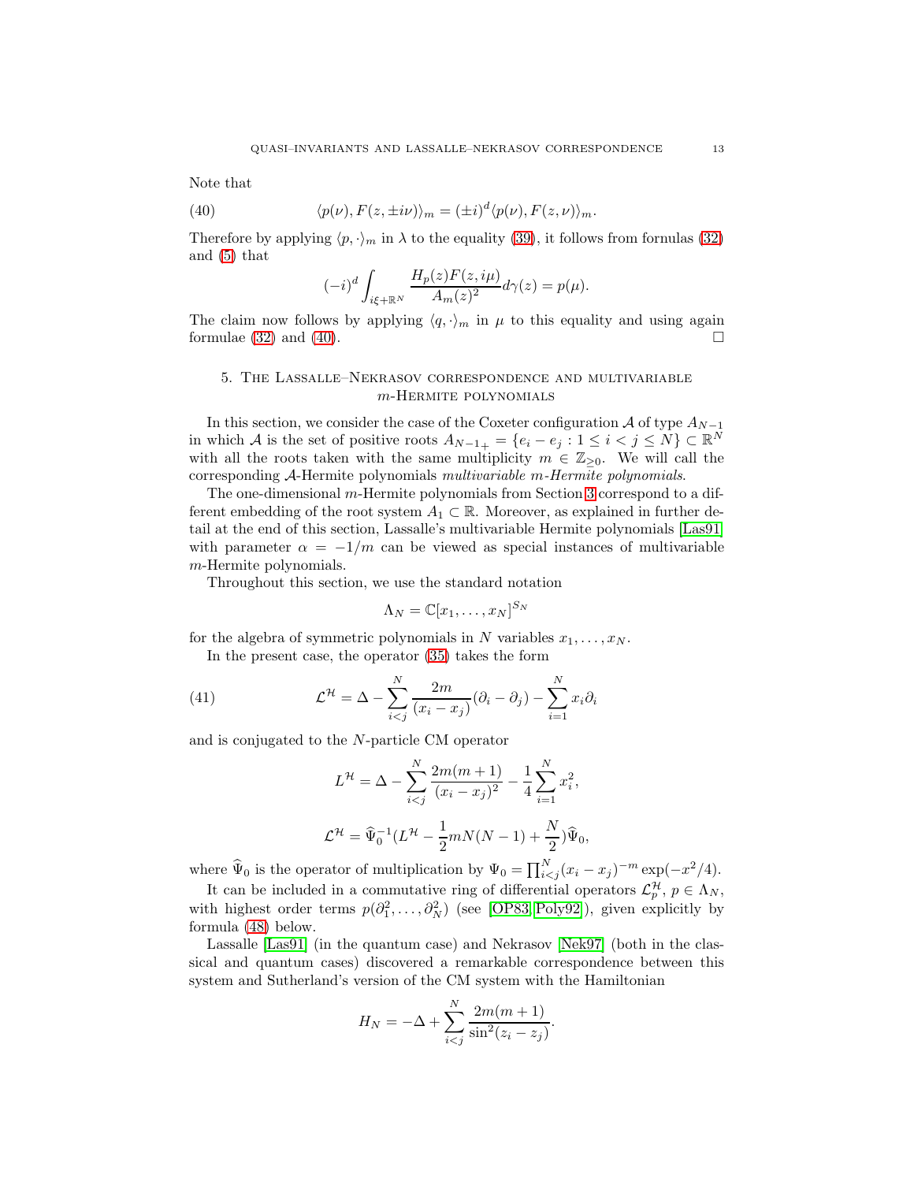Note that

$$\langle p(\nu), F(z, \pm i\nu)\rangle_m = (\pm i)^d \langle p(\nu), F(z,\nu)\rangle_m. \tag{40}$$

Therefore by applying $\langle p, \cdot\rangle_m$ in $\lambda$ to the equality (39), it follows from fornulas (32) and (5) that

$$(-i)^d \int_{i\xi+\mathbb{R}^N} \frac{H_p(z)F(z,i\mu)}{A_m(z)^2} d\gamma(z) = p(\mu).$$

The claim now follows by applying $\langle q, \cdot\rangle_m$ in $\mu$ to this equality and using again formulae (32) and (40). □

## 5. The Lassalle–Nekrasov correspondence and multivariable $m$-Hermite polynomials

In this section, we consider the case of the Coxeter configuration $\mathcal{A}$ of type $A_{N-1}$ in which $\mathcal{A}$ is the set of positive roots $A_{N-1_+} = \{e_i - e_j : 1 \le i < j \le N\} \subset \mathbb{R}^N$ with all the roots taken with the same multiplicity $m \in \mathbb{Z}_{\ge 0}$. We will call the corresponding $\mathcal{A}$-Hermite polynomials *multivariable $m$-Hermite polynomials*.

The one-dimensional $m$-Hermite polynomials from Section 3 correspond to a different embedding of the root system $A_1 \subset \mathbb{R}$. Moreover, as explained in further detail at the end of this section, Lassalle's multivariable Hermite polynomials [Las91] with parameter $\alpha = -1/m$ can be viewed as special instances of multivariable $m$-Hermite polynomials.

Throughout this section, we use the standard notation

$$\Lambda_N = \mathbb{C}[x_1, \dots, x_N]^{S_N}$$

for the algebra of symmetric polynomials in $N$ variables $x_1, \dots, x_N$.

In the present case, the operator (35) takes the form

$$\mathcal{L}^{\mathcal{H}} = \Delta - \sum_{i<j}^{N} \frac{2m}{(x_i - x_j)}(\partial_i - \partial_j) - \sum_{i=1}^{N} x_i \partial_i \tag{41}$$

and is conjugated to the $N$-particle CM operator

$$L^{\mathcal{H}} = \Delta - \sum_{i<j}^{N} \frac{2m(m+1)}{(x_i - x_j)^2} - \frac{1}{4}\sum_{i=1}^{N} x_i^2,$$

$$\mathcal{L}^{\mathcal{H}} = \widehat{\Psi}_0^{-1}(L^{\mathcal{H}} - \frac{1}{2}mN(N-1) + \frac{N}{2})\widehat{\Psi}_0,$$

where $\widehat{\Psi}_0$ is the operator of multiplication by $\Psi_0 = \prod_{i<j}^{N}(x_i - x_j)^{-m}\exp(-x^2/4)$.

It can be included in a commutative ring of differential operators $\mathcal{L}_p^{\mathcal{H}}$, $p \in \Lambda_N$, with highest order terms $p(\partial_1^2, \dots, \partial_N^2)$ (see [OP83, Poly92]), given explicitly by formula (48) below.

Lassalle [Las91] (in the quantum case) and Nekrasov [Nek97] (both in the classical and quantum cases) discovered a remarkable correspondence between this system and Sutherland's version of the CM system with the Hamiltonian

$$H_N = -\Delta + \sum_{i<j}^{N} \frac{2m(m+1)}{\sin^2(z_i - z_j)}.$$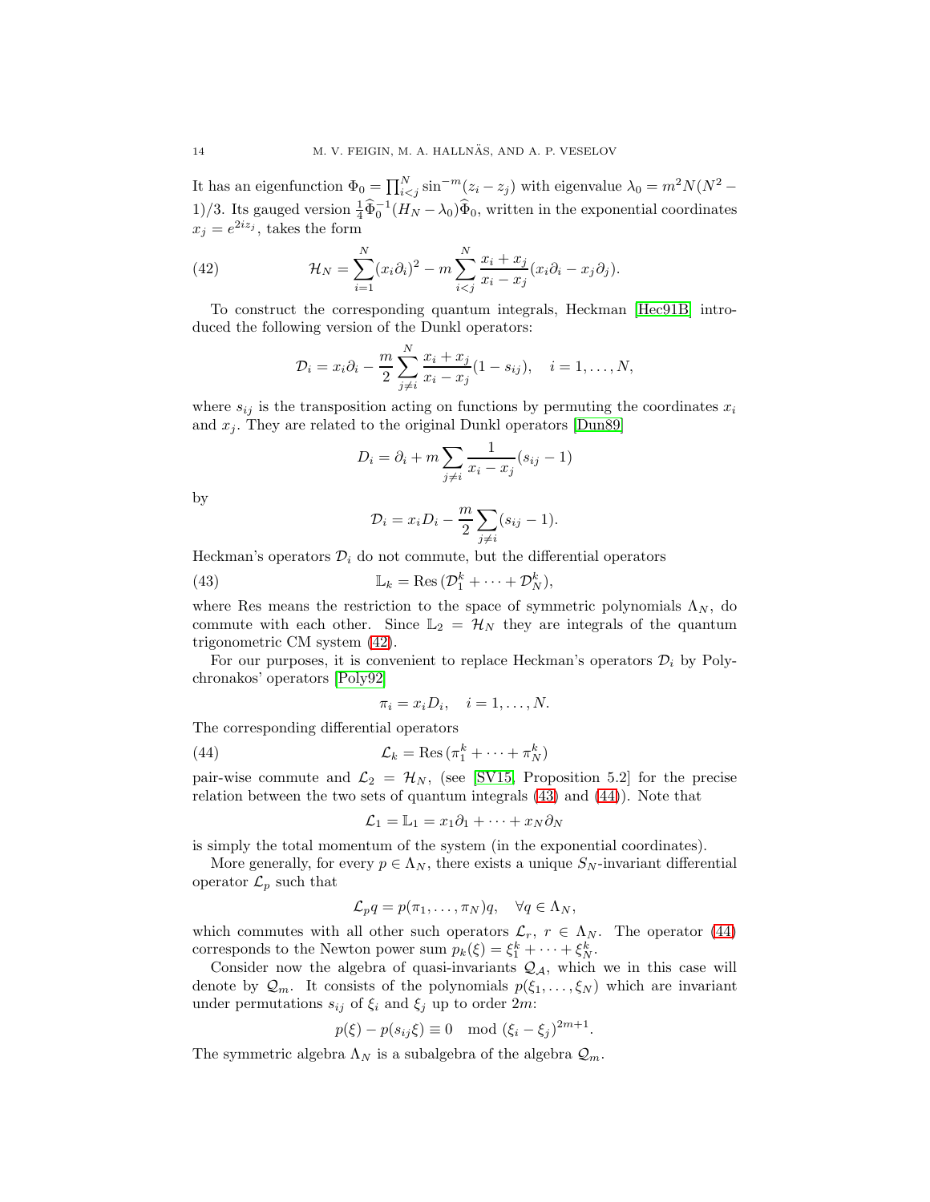It has an eigenfunction $\Phi_0 = \prod_{i<j}^N \sin^{-m}(z_i - z_j)$ with eigenvalue $\lambda_0 = m^2 N(N^2 - 1)/3$. Its gauged version $\frac{1}{4}\widehat{\Phi}_0^{-1}(H_N - \lambda_0)\widehat{\Phi}_0$, written in the exponential coordinates $x_j = e^{2iz_j}$, takes the form

$$\mathcal{H}_N = \sum_{i=1}^N (x_i\partial_i)^2 - m\sum_{i<j}^N \frac{x_i + x_j}{x_i - x_j}(x_i\partial_i - x_j\partial_j). \tag{42}$$

To construct the corresponding quantum integrals, Heckman [Hec91B] introduced the following version of the Dunkl operators:

$$\mathcal{D}_i = x_i\partial_i - \frac{m}{2}\sum_{j\neq i}^N \frac{x_i + x_j}{x_i - x_j}(1 - s_{ij}), \quad i = 1, \ldots, N,$$

where $s_{ij}$ is the transposition acting on functions by permuting the coordinates $x_i$ and $x_j$. They are related to the original Dunkl operators [Dun89]

$$D_i = \partial_i + m\sum_{j\neq i} \frac{1}{x_i - x_j}(s_{ij} - 1)$$

by

$$\mathcal{D}_i = x_i D_i - \frac{m}{2}\sum_{j\neq i}(s_{ij} - 1).$$

Heckman's operators $\mathcal{D}_i$ do not commute, but the differential operators

$$\mathbb{L}_k = \mathrm{Res}\,(\mathcal{D}_1^k + \cdots + \mathcal{D}_N^k), \tag{43}$$

where Res means the restriction to the space of symmetric polynomials $\Lambda_N$, do commute with each other. Since $\mathbb{L}_2 = \mathcal{H}_N$ they are integrals of the quantum trigonometric CM system (42).

For our purposes, it is convenient to replace Heckman's operators $\mathcal{D}_i$ by Polychronakos' operators [Poly92]

$$\pi_i = x_i D_i, \quad i = 1, \ldots, N.$$

The corresponding differential operators

$$\mathcal{L}_k = \mathrm{Res}\,(\pi_1^k + \cdots + \pi_N^k) \tag{44}$$

pair-wise commute and $\mathcal{L}_2 = \mathcal{H}_N$, (see [SV15, Proposition 5.2] for the precise relation between the two sets of quantum integrals (43) and (44)). Note that

$$\mathcal{L}_1 = \mathbb{L}_1 = x_1\partial_1 + \cdots + x_N\partial_N$$

is simply the total momentum of the system (in the exponential coordinates).

More generally, for every $p \in \Lambda_N$, there exists a unique $S_N$-invariant differential operator $\mathcal{L}_p$ such that

$$\mathcal{L}_p q = p(\pi_1, \ldots, \pi_N)q, \quad \forall q \in \Lambda_N,$$

which commutes with all other such operators $\mathcal{L}_r$, $r \in \Lambda_N$. The operator (44) corresponds to the Newton power sum $p_k(\xi) = \xi_1^k + \cdots + \xi_N^k$.

Consider now the algebra of quasi-invariants $\mathcal{Q}_\mathcal{A}$, which we in this case will denote by $\mathcal{Q}_m$. It consists of the polynomials $p(\xi_1, \ldots, \xi_N)$ which are invariant under permutations $s_{ij}$ of $\xi_i$ and $\xi_j$ up to order $2m$:

$$p(\xi) - p(s_{ij}\xi) \equiv 0 \mod (\xi_i - \xi_j)^{2m+1}.$$

The symmetric algebra $\Lambda_N$ is a subalgebra of the algebra $\mathcal{Q}_m$.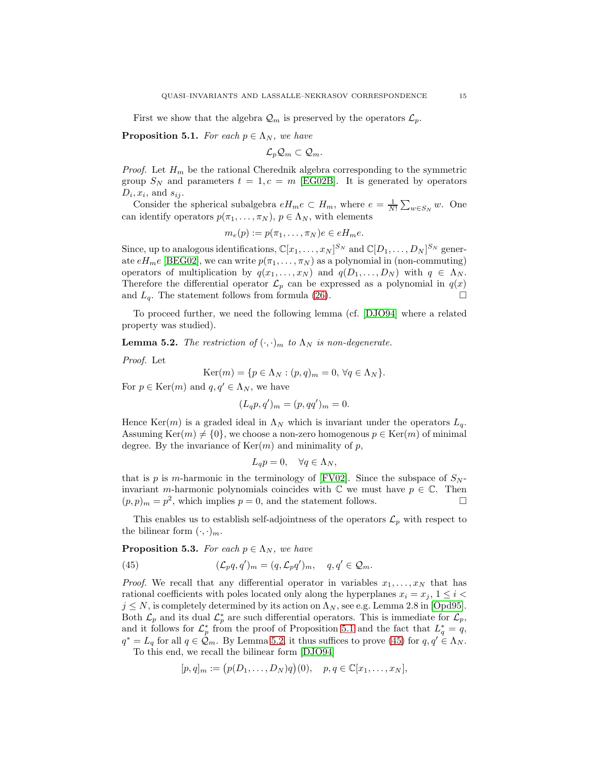First we show that the algebra $\mathcal{Q}_m$ is preserved by the operators $\mathcal{L}_p$.

**Proposition 5.1.** *For each $p \in \Lambda_N$, we have*

$$\mathcal{L}_p \mathcal{Q}_m \subset \mathcal{Q}_m.$$

*Proof.* Let $H_m$ be the rational Cherednik algebra corresponding to the symmetric group $S_N$ and parameters $t = 1, c = m$ [EG02B]. It is generated by operators $D_i, x_i$, and $s_{ij}$.

Consider the spherical subalgebra $eH_me \subset H_m$, where $e = \frac{1}{N!}\sum_{w \in S_N} w$. One can identify operators $p(\pi_1, \dots, \pi_N)$, $p \in \Lambda_N$, with elements

$$m_e(p) := p(\pi_1, \dots, \pi_N)e \in eH_me.$$

Since, up to analogous identifications, $\mathbb{C}[x_1, \dots, x_N]^{S_N}$ and $\mathbb{C}[D_1, \dots, D_N]^{S_N}$ generate $eH_me$ [BEG02], we can write $p(\pi_1, \dots, \pi_N)$ as a polynomial in (non-commuting) operators of multiplication by $q(x_1, \dots, x_N)$ and $q(D_1, \dots, D_N)$ with $q \in \Lambda_N$. Therefore the differential operator $\mathcal{L}_p$ can be expressed as a polynomial in $q(x)$ and $L_q$. The statement follows from formula (26). $\square$

To proceed further, we need the following lemma (cf. [DJO94] where a related property was studied).

**Lemma 5.2.** *The restriction of $(\cdot, \cdot)_m$ to $\Lambda_N$ is non-degenerate.*

*Proof.* Let

$$\mathrm{Ker}(m) = \{p \in \Lambda_N : (p, q)_m = 0,\ \forall q \in \Lambda_N\}.$$

For $p \in \mathrm{Ker}(m)$ and $q, q' \in \Lambda_N$, we have

$$(L_q p, q')_m = (p, qq')_m = 0.$$

Hence $\mathrm{Ker}(m)$ is a graded ideal in $\Lambda_N$ which is invariant under the operators $L_q$. Assuming $\mathrm{Ker}(m) \neq \{0\}$, we choose a non-zero homogenous $p \in \mathrm{Ker}(m)$ of minimal degree. By the invariance of $\mathrm{Ker}(m)$ and minimality of $p$,

$$L_q p = 0, \quad \forall q \in \Lambda_N,$$

that is $p$ is $m$-harmonic in the terminology of [FV02]. Since the subspace of $S_N$-invariant $m$-harmonic polynomials coincides with $\mathbb{C}$ we must have $p \in \mathbb{C}$. Then $(p, p)_m = p^2$, which implies $p = 0$, and the statement follows. $\square$

This enables us to establish self-adjointness of the operators $\mathcal{L}_p$ with respect to the bilinear form $(\cdot, \cdot)_m$.

**Proposition 5.3.** *For each $p \in \Lambda_N$, we have*

$$(\mathcal{L}_p q, q')_m = (q, \mathcal{L}_p q')_m, \quad q, q' \in \mathcal{Q}_m. \tag{45}$$

*Proof.* We recall that any differential operator in variables $x_1, \dots, x_N$ that has rational coefficients with poles located only along the hyperplanes $x_i = x_j$, $1 \le i < j \le N$, is completely determined by its action on $\Lambda_N$, see e.g. Lemma 2.8 in [Opd95]. Both $\mathcal{L}_p$ and its dual $\mathcal{L}_p^*$ are such differential operators. This is immediate for $\mathcal{L}_p$, and it follows for $\mathcal{L}_p^*$ from the proof of Proposition 5.1 and the fact that $L_q^* = q$, $q^* = L_q$ for all $q \in \mathcal{Q}_m$. By Lemma 5.2, it thus suffices to prove (45) for $q, q' \in \Lambda_N$.

To this end, we recall the bilinear form [DJO94]

$$[p, q]_m := \big(p(D_1, \dots, D_N)q\big)(0), \quad p, q \in \mathbb{C}[x_1, \dots, x_N],$$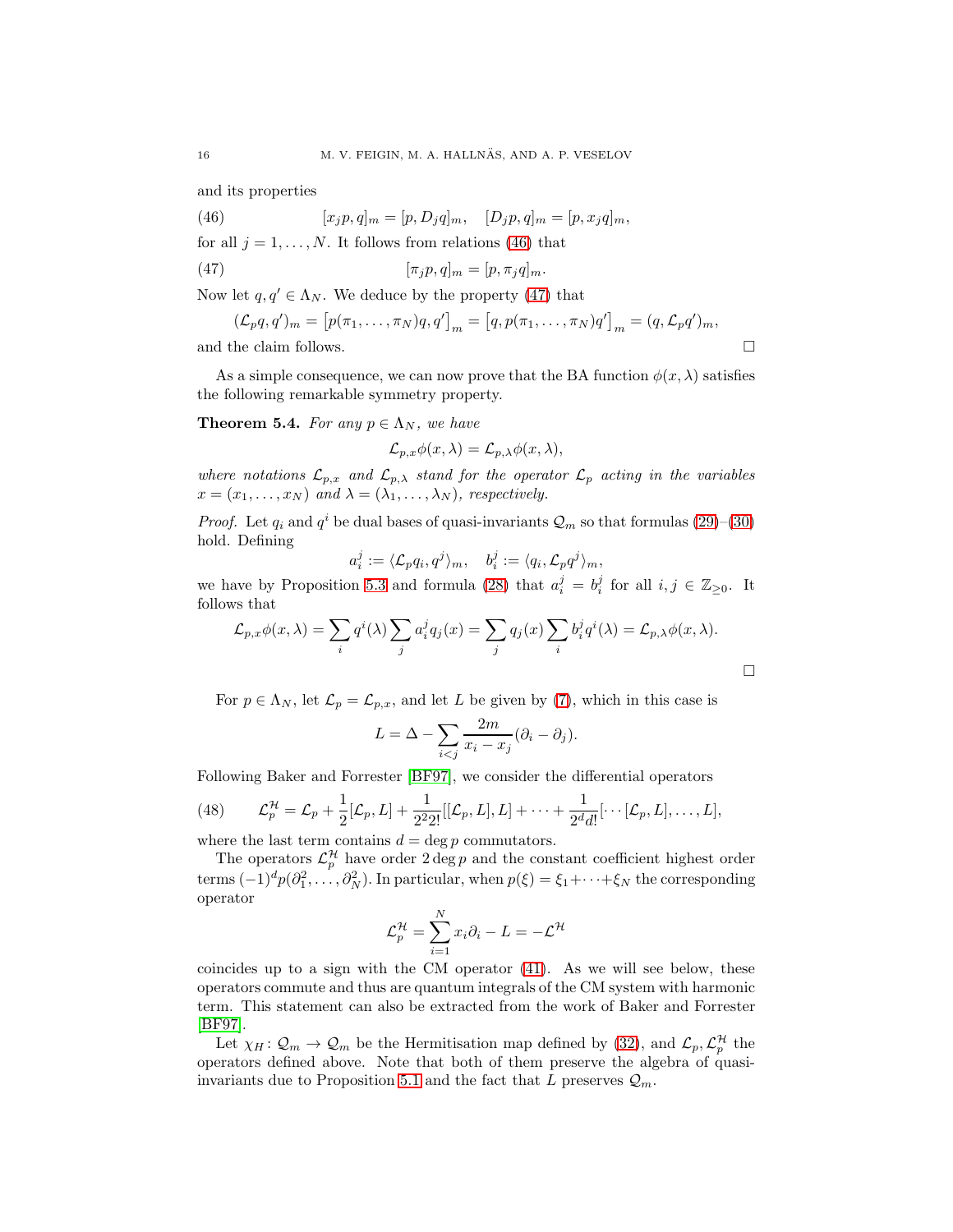and its properties

$$[x_j p, q]_m = [p, D_j q]_m, \quad [D_j p, q]_m = [p, x_j q]_m, \tag{46}$$

for all $j = 1, \ldots, N$. It follows from relations (46) that

$$[\pi_j p, q]_m = [p, \pi_j q]_m. \tag{47}$$

Now let $q, q' \in \Lambda_N$. We deduce by the property (47) that

$$(\mathcal{L}_p q, q')_m = \left[p(\pi_1, \ldots, \pi_N) q, q'\right]_m = \left[q, p(\pi_1, \ldots, \pi_N) q'\right]_m = (q, \mathcal{L}_p q')_m,$$

and the claim follows. □

As a simple consequence, we can now prove that the BA function $\phi(x, \lambda)$ satisfies the following remarkable symmetry property.

**Theorem 5.4.** *For any $p \in \Lambda_N$, we have*

$$\mathcal{L}_{p,x} \phi(x, \lambda) = \mathcal{L}_{p,\lambda} \phi(x, \lambda),$$

*where notations $\mathcal{L}_{p,x}$ and $\mathcal{L}_{p,\lambda}$ stand for the operator $\mathcal{L}_p$ acting in the variables $x = (x_1, \ldots, x_N)$ and $\lambda = (\lambda_1, \ldots, \lambda_N)$, respectively.*

*Proof.* Let $q_i$ and $q^i$ be dual bases of quasi-invariants $\mathcal{Q}_m$ so that formulas (29)–(30) hold. Defining

$$a_i^j := \langle \mathcal{L}_p q_i, q^j \rangle_m, \quad b_i^j := \langle q_i, \mathcal{L}_p q^j \rangle_m,$$

we have by Proposition 5.3 and formula (28) that $a_i^j = b_i^j$ for all $i, j \in \mathbb{Z}_{\geq 0}$. It follows that

$$\mathcal{L}_{p,x} \phi(x, \lambda) = \sum_i q^i(\lambda) \sum_j a_i^j q_j(x) = \sum_j q_j(x) \sum_i b_i^j q^i(\lambda) = \mathcal{L}_{p,\lambda} \phi(x, \lambda).$$

□

For $p \in \Lambda_N$, let $\mathcal{L}_p = \mathcal{L}_{p,x}$, and let $L$ be given by (7), which in this case is

$$L = \Delta - \sum_{i<j} \frac{2m}{x_i - x_j} (\partial_i - \partial_j).$$

Following Baker and Forrester [BF97], we consider the differential operators

$$\mathcal{L}_p^{\mathcal{H}} = \mathcal{L}_p + \frac{1}{2}[\mathcal{L}_p, L] + \frac{1}{2^2 2!}[[\mathcal{L}_p, L], L] + \cdots + \frac{1}{2^d d!}[\cdots[\mathcal{L}_p, L], \ldots, L], \tag{48}$$

where the last term contains $d = \deg p$ commutators.

The operators $\mathcal{L}_p^{\mathcal{H}}$ have order $2 \deg p$ and the constant coefficient highest order terms $(-1)^d p(\partial_1^2, \ldots, \partial_N^2)$. In particular, when $p(\xi) = \xi_1 + \cdots + \xi_N$ the corresponding operator

$$\mathcal{L}_p^{\mathcal{H}} = \sum_{i=1}^N x_i \partial_i - L = -\mathcal{L}^{\mathcal{H}}$$

coincides up to a sign with the CM operator (41). As we will see below, these operators commute and thus are quantum integrals of the CM system with harmonic term. This statement can also be extracted from the work of Baker and Forrester [BF97].

Let $\chi_H : \mathcal{Q}_m \to \mathcal{Q}_m$ be the Hermitisation map defined by (32), and $\mathcal{L}_p, \mathcal{L}_p^{\mathcal{H}}$ the operators defined above. Note that both of them preserve the algebra of quasi-invariants due to Proposition 5.1 and the fact that $L$ preserves $\mathcal{Q}_m$.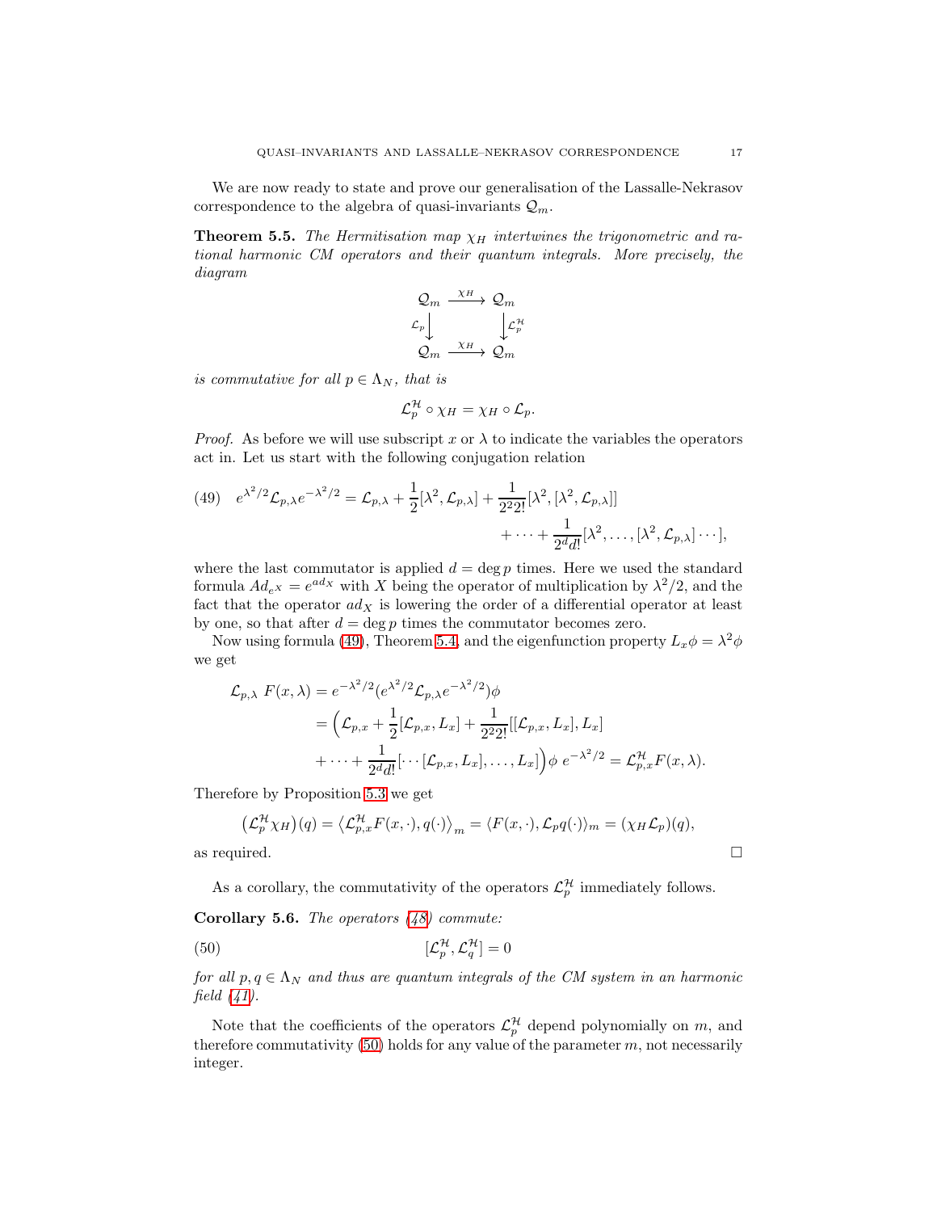We are now ready to state and prove our generalisation of the Lassalle-Nekrasov correspondence to the algebra of quasi-invariants $\mathcal{Q}_m$.

**Theorem 5.5.** *The Hermitisation map $\chi_H$ intertwines the trigonometric and rational harmonic CM operators and their quantum integrals. More precisely, the diagram*

$$\begin{array}{ccc} \mathcal{Q}_m & \xrightarrow{\chi_H} & \mathcal{Q}_m \\ {\scriptstyle \mathcal{L}_p}\big\downarrow & & \big\downarrow{\scriptstyle \mathcal{L}_p^{\mathcal{H}}} \\ \mathcal{Q}_m & \xrightarrow{\chi_H} & \mathcal{Q}_m \end{array}$$

*is commutative for all $p \in \Lambda_N$, that is*

$$\mathcal{L}_p^{\mathcal{H}} \circ \chi_H = \chi_H \circ \mathcal{L}_p.$$

*Proof.* As before we will use subscript $x$ or $\lambda$ to indicate the variables the operators act in. Let us start with the following conjugation relation

$$e^{\lambda^2/2}\mathcal{L}_{p,\lambda}e^{-\lambda^2/2} = \mathcal{L}_{p,\lambda} + \frac{1}{2}[\lambda^2, \mathcal{L}_{p,\lambda}] + \frac{1}{2^2 2!}[\lambda^2, [\lambda^2, \mathcal{L}_{p,\lambda}]] + \dots + \frac{1}{2^d d!}[\lambda^2, \dots, [\lambda^2, \mathcal{L}_{p,\lambda}] \cdots], \tag{49}$$

where the last commutator is applied $d = \deg p$ times. Here we used the standard formula $Ad_{e^X} = e^{ad_X}$ with $X$ being the operator of multiplication by $\lambda^2/2$, and the fact that the operator $ad_X$ is lowering the order of a differential operator at least by one, so that after $d = \deg p$ times the commutator becomes zero.

Now using formula (49), Theorem 5.4, and the eigenfunction property $L_x\phi = \lambda^2\phi$ we get

$$\begin{aligned} \mathcal{L}_{p,\lambda}\ F(x,\lambda) &= e^{-\lambda^2/2}(e^{\lambda^2/2}\mathcal{L}_{p,\lambda}e^{-\lambda^2/2})\phi \\ &= \Big(\mathcal{L}_{p,x} + \frac{1}{2}[\mathcal{L}_{p,x}, L_x] + \frac{1}{2^2 2!}[[\mathcal{L}_{p,x}, L_x], L_x] \\ &\quad + \dots + \frac{1}{2^d d!}[\cdots[\mathcal{L}_{p,x}, L_x], \dots, L_x]\Big)\phi\ e^{-\lambda^2/2} = \mathcal{L}_{p,x}^{\mathcal{H}}F(x,\lambda). \end{aligned}$$

Therefore by Proposition 5.3 we get

$$\left(\mathcal{L}_p^{\mathcal{H}}\chi_H\right)(q) = \left\langle \mathcal{L}_{p,x}^{\mathcal{H}}F(x,\cdot), q(\cdot)\right\rangle_m = \langle F(x,\cdot), \mathcal{L}_p q(\cdot)\rangle_m = (\chi_H\mathcal{L}_p)(q),$$

as required. $\square$

As a corollary, the commutativity of the operators $\mathcal{L}_p^{\mathcal{H}}$ immediately follows.

**Corollary 5.6.** *The operators (48) commute:*

$$[\mathcal{L}_p^{\mathcal{H}}, \mathcal{L}_q^{\mathcal{H}}] = 0 \tag{50}$$

*for all $p, q \in \Lambda_N$ and thus are quantum integrals of the CM system in an harmonic field (41).*

Note that the coefficients of the operators $\mathcal{L}_p^{\mathcal{H}}$ depend polynomially on $m$, and therefore commutativity (50) holds for any value of the parameter $m$, not necessarily integer.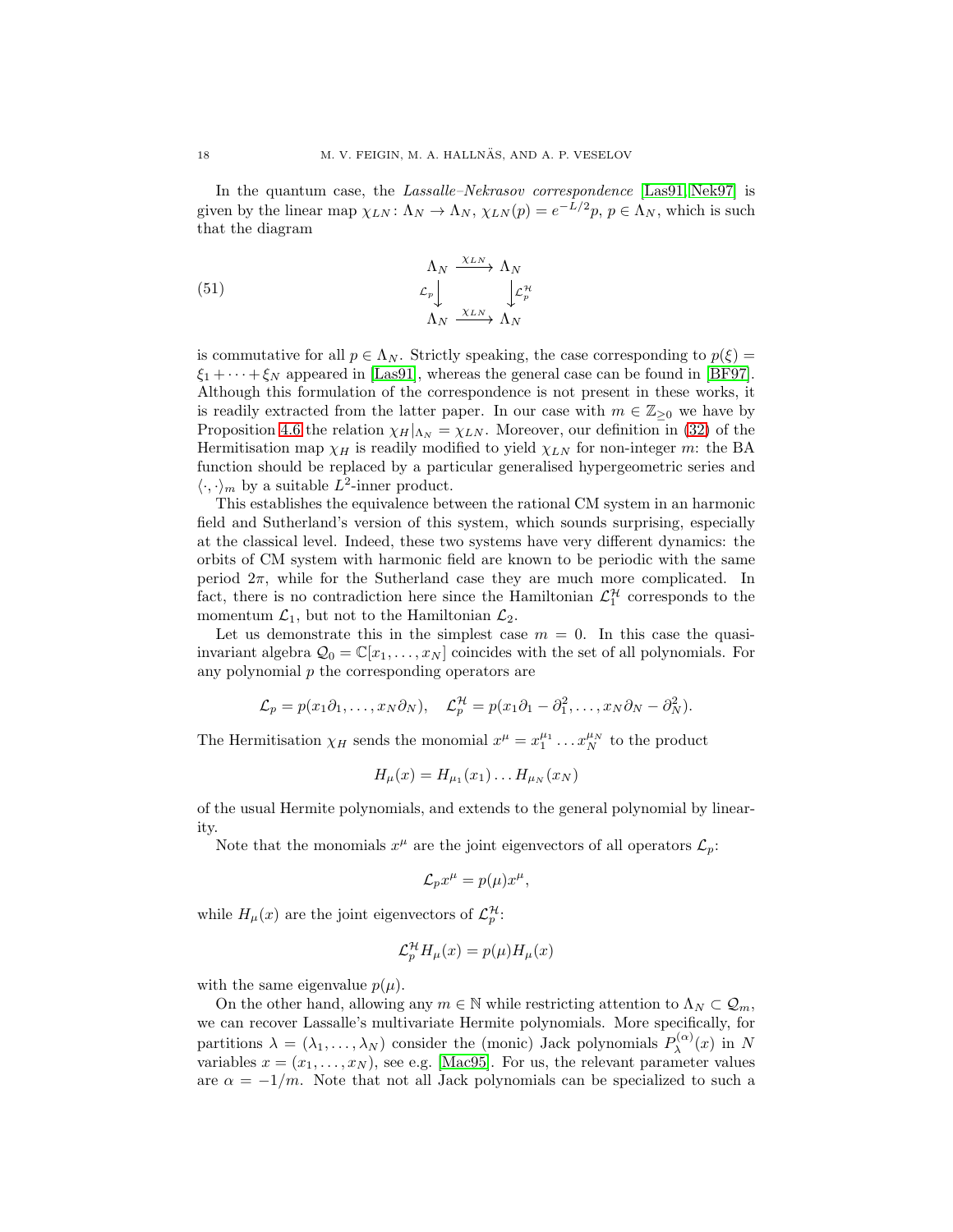In the quantum case, the *Lassalle–Nekrasov correspondence* [Las91, Nek97] is given by the linear map $\chi_{LN}\colon \Lambda_N \to \Lambda_N$, $\chi_{LN}(p) = e^{-L/2}p$, $p \in \Lambda_N$, which is such that the diagram

$$
\begin{array}{ccc}
\Lambda_N & \xrightarrow{\chi_{LN}} & \Lambda_N \\
{\scriptstyle \mathcal{L}_p}\big\downarrow & & \big\downarrow{\scriptstyle \mathcal{L}_p^{\mathcal{H}}} \\
\Lambda_N & \xrightarrow{\chi_{LN}} & \Lambda_N
\end{array}
\tag{51}
$$

is commutative for all $p \in \Lambda_N$. Strictly speaking, the case corresponding to $p(\xi) = \xi_1 + \cdots + \xi_N$ appeared in [Las91], whereas the general case can be found in [BF97]. Although this formulation of the correspondence is not present in these works, it is readily extracted from the latter paper. In our case with $m \in \mathbb{Z}_{\geq 0}$ we have by Proposition 4.6 the relation $\chi_H|_{\Lambda_N} = \chi_{LN}$. Moreover, our definition in (32) of the Hermitisation map $\chi_H$ is readily modified to yield $\chi_{LN}$ for non-integer $m$: the BA function should be replaced by a particular generalised hypergeometric series and $\langle\cdot,\cdot\rangle_m$ by a suitable $L^2$-inner product.

This establishes the equivalence between the rational CM system in an harmonic field and Sutherland's version of this system, which sounds surprising, especially at the classical level. Indeed, these two systems have very different dynamics: the orbits of CM system with harmonic field are known to be periodic with the same period $2\pi$, while for the Sutherland case they are much more complicated. In fact, there is no contradiction here since the Hamiltonian $\mathcal{L}_1^{\mathcal{H}}$ corresponds to the momentum $\mathcal{L}_1$, but not to the Hamiltonian $\mathcal{L}_2$.

Let us demonstrate this in the simplest case $m = 0$. In this case the quasi-invariant algebra $\mathcal{Q}_0 = \mathbb{C}[x_1, \dots, x_N]$ coincides with the set of all polynomials. For any polynomial $p$ the corresponding operators are

$$
\mathcal{L}_p = p(x_1\partial_1, \dots, x_N\partial_N), \quad \mathcal{L}_p^{\mathcal{H}} = p(x_1\partial_1 - \partial_1^2, \dots, x_N\partial_N - \partial_N^2).
$$

The Hermitisation $\chi_H$ sends the monomial $x^\mu = x_1^{\mu_1} \dots x_N^{\mu_N}$ to the product

$$
H_\mu(x) = H_{\mu_1}(x_1) \dots H_{\mu_N}(x_N)
$$

of the usual Hermite polynomials, and extends to the general polynomial by linearity.

Note that the monomials $x^\mu$ are the joint eigenvectors of all operators $\mathcal{L}_p$:

$$
\mathcal{L}_p x^\mu = p(\mu) x^\mu,
$$

while $H_\mu(x)$ are the joint eigenvectors of $\mathcal{L}_p^{\mathcal{H}}$:

$$
\mathcal{L}_p^{\mathcal{H}} H_\mu(x) = p(\mu) H_\mu(x)
$$

with the same eigenvalue $p(\mu)$.

On the other hand, allowing any $m \in \mathbb{N}$ while restricting attention to $\Lambda_N \subset \mathcal{Q}_m$, we can recover Lassalle's multivariate Hermite polynomials. More specifically, for partitions $\lambda = (\lambda_1, \dots, \lambda_N)$ consider the (monic) Jack polynomials $P_\lambda^{(\alpha)}(x)$ in $N$ variables $x = (x_1, \dots, x_N)$, see e.g. [Mac95]. For us, the relevant parameter values are $\alpha = -1/m$. Note that not all Jack polynomials can be specialized to such a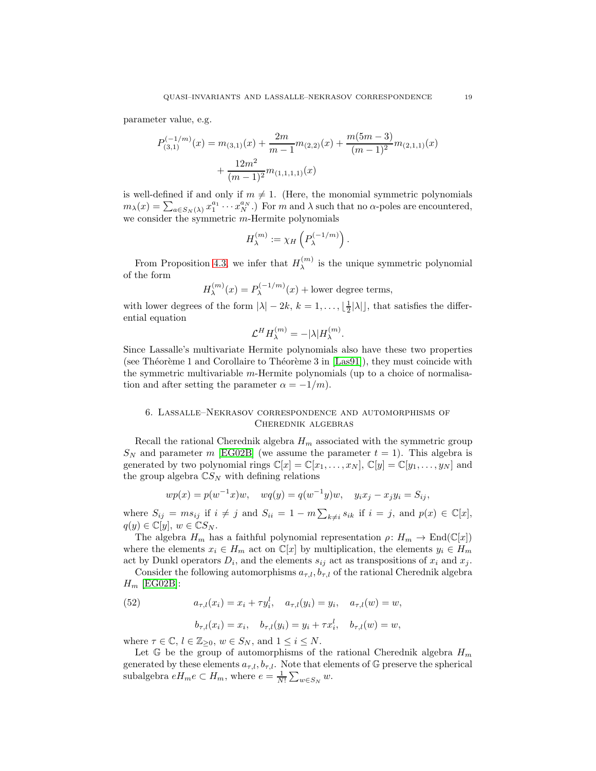parameter value, e.g.

$$
\begin{aligned}
P_{(3,1)}^{(-1/m)}(x) = m_{(3,1)}(x) + \frac{2m}{m-1} m_{(2,2)}(x) + \frac{m(5m-3)}{(m-1)^2} m_{(2,1,1)}(x) \\
+ \frac{12m^2}{(m-1)^2} m_{(1,1,1,1)}(x)
\end{aligned}
$$

is well-defined if and only if $m \neq 1$. (Here, the monomial symmetric polynomials $m_\lambda(x) = \sum_{a \in S_N(\lambda)} x_1^{a_1} \cdots x_N^{a_N}$.) For $m$ and $\lambda$ such that no $\alpha$-poles are encountered, we consider the symmetric $m$-Hermite polynomials

$$
H_\lambda^{(m)} := \chi_H \left( P_\lambda^{(-1/m)} \right).
$$

From Proposition 4.3, we infer that $H_\lambda^{(m)}$ is the unique symmetric polynomial of the form

$$
H_\lambda^{(m)}(x) = P_\lambda^{(-1/m)}(x) + \text{lower degree terms},
$$

with lower degrees of the form $|\lambda| - 2k$, $k = 1, \ldots, \lfloor \frac{1}{2}|\lambda| \rfloor$, that satisfies the differential equation

$$
\mathcal{L}^H H_\lambda^{(m)} = -|\lambda| H_\lambda^{(m)}.
$$

Since Lassalle's multivariate Hermite polynomials also have these two properties (see Théorème 1 and Corollaire to Théorème 3 in [Las91]), they must coincide with the symmetric multivariable $m$-Hermite polynomials (up to a choice of normalisation and after setting the parameter $\alpha = -1/m$).

## 6. Lassalle–Nekrasov correspondence and automorphisms of Cherednik algebras

Recall the rational Cherednik algebra $H_m$ associated with the symmetric group $S_N$ and parameter $m$ [EG02B] (we assume the parameter $t = 1$). This algebra is generated by two polynomial rings $\mathbb{C}[x] = \mathbb{C}[x_1, \ldots, x_N]$, $\mathbb{C}[y] = \mathbb{C}[y_1, \ldots, y_N]$ and the group algebra $\mathbb{C}S_N$ with defining relations

$$
wp(x) = p(w^{-1}x)w, \quad wq(y) = q(w^{-1}y)w, \quad y_i x_j - x_j y_i = S_{ij},
$$

where $S_{ij} = m s_{ij}$ if $i \neq j$ and $S_{ii} = 1 - m \sum_{k \neq i} s_{ik}$ if $i = j$, and $p(x) \in \mathbb{C}[x]$, $q(y) \in \mathbb{C}[y]$, $w \in \mathbb{C}S_N$.

The algebra $H_m$ has a faithful polynomial representation $\rho \colon H_m \to \mathrm{End}(\mathbb{C}[x])$ where the elements $x_i \in H_m$ act on $\mathbb{C}[x]$ by multiplication, the elements $y_i \in H_m$ act by Dunkl operators $D_i$, and the elements $s_{ij}$ act as transpositions of $x_i$ and $x_j$.

Consider the following automorphisms $a_{\tau,l}, b_{\tau,l}$ of the rational Cherednik algebra $H_m$ [EG02B]:

$$
\begin{aligned}
a_{\tau,l}(x_i) = x_i + \tau y_i^l, \quad a_{\tau,l}(y_i) = y_i, \quad a_{\tau,l}(w) = w, \qquad (52) \\
b_{\tau,l}(x_i) = x_i, \quad b_{\tau,l}(y_i) = y_i + \tau x_i^l, \quad b_{\tau,l}(w) = w,
\end{aligned}
$$

where $\tau \in \mathbb{C}$, $l \in \mathbb{Z}_{\geq 0}$, $w \in S_N$, and $1 \leq i \leq N$.

Let $\mathbb{G}$ be the group of automorphisms of the rational Cherednik algebra $H_m$ generated by these elements $a_{\tau,l}, b_{\tau,l}$. Note that elements of $\mathbb{G}$ preserve the spherical subalgebra $eH_m e \subset H_m$, where $e = \frac{1}{N!} \sum_{w \in S_N} w$.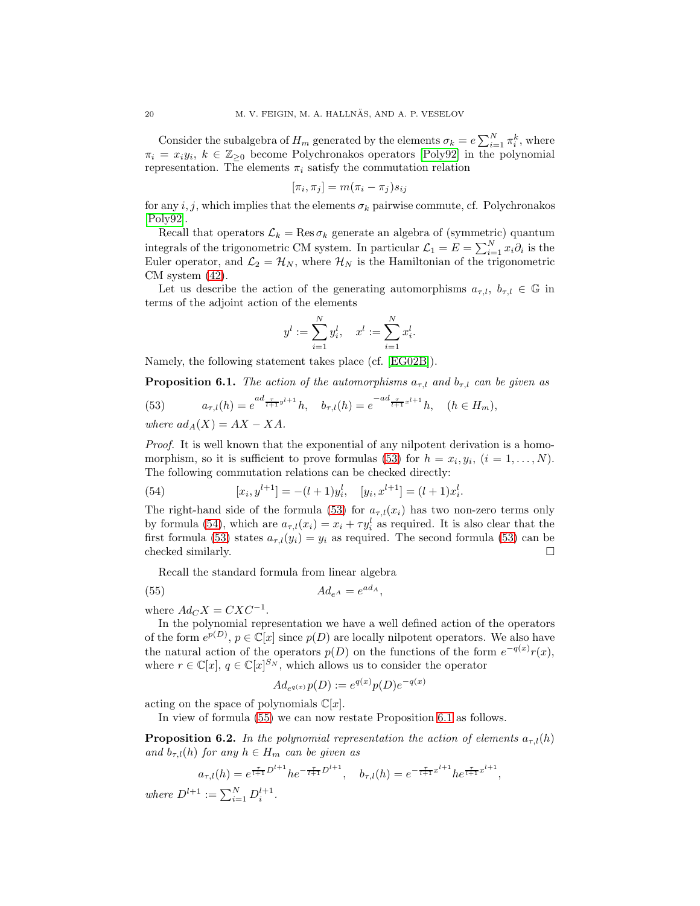Consider the subalgebra of $H_m$ generated by the elements $\sigma_k = e\sum_{i=1}^N \pi_i^k$, where $\pi_i = x_i y_i$, $k \in \mathbb{Z}_{\geq 0}$ become Polychronakos operators [Poly92] in the polynomial representation. The elements $\pi_i$ satisfy the commutation relation

$$[\pi_i, \pi_j] = m(\pi_i - \pi_j)s_{ij}$$

for any $i, j$, which implies that the elements $\sigma_k$ pairwise commute, cf. Polychronakos [Poly92].

Recall that operators $\mathcal{L}_k = \operatorname{Res} \sigma_k$ generate an algebra of (symmetric) quantum integrals of the trigonometric CM system. In particular $\mathcal{L}_1 = E = \sum_{i=1}^N x_i \partial_i$ is the Euler operator, and $\mathcal{L}_2 = \mathcal{H}_N$, where $\mathcal{H}_N$ is the Hamiltonian of the trigonometric CM system (42).

Let us describe the action of the generating automorphisms $a_{\tau,l}$, $b_{\tau,l} \in \mathbb{G}$ in terms of the adjoint action of the elements

$$y^l := \sum_{i=1}^N y_i^l, \quad x^l := \sum_{i=1}^N x_i^l.$$

Namely, the following statement takes place (cf. [EG02B]).

**Proposition 6.1.** *The action of the automorphisms $a_{\tau,l}$ and $b_{\tau,l}$ can be given as*

$$a_{\tau,l}(h) = e^{ad_{\frac{\tau}{l+1}y^{l+1}}} h, \quad b_{\tau,l}(h) = e^{-ad_{\frac{\tau}{l+1}x^{l+1}}} h, \quad (h \in H_m), \tag{53}$$

*where $ad_A(X) = AX - XA$.*

*Proof.* It is well known that the exponential of any nilpotent derivation is a homomorphism, so it is sufficient to prove formulas (53) for $h = x_i, y_i$, $(i = 1, \ldots, N)$. The following commutation relations can be checked directly:

$$[x_i, y^{l+1}] = -(l+1)y_i^l, \quad [y_i, x^{l+1}] = (l+1)x_i^l. \tag{54}$$

The right-hand side of the formula (53) for $a_{\tau,l}(x_i)$ has two non-zero terms only by formula (54), which are $a_{\tau,l}(x_i) = x_i + \tau y_i^l$ as required. It is also clear that the first formula (53) states $a_{\tau,l}(y_i) = y_i$ as required. The second formula (53) can be checked similarly. $\square$

Recall the standard formula from linear algebra

$$Ad_{e^A} = e^{ad_A}, \tag{55}$$

where $Ad_C X = CXC^{-1}$.

In the polynomial representation we have a well defined action of the operators of the form $e^{p(D)}$, $p \in \mathbb{C}[x]$ since $p(D)$ are locally nilpotent operators. We also have the natural action of the operators $p(D)$ on the functions of the form $e^{-q(x)}r(x)$, where $r \in \mathbb{C}[x]$, $q \in \mathbb{C}[x]^{S_N}$, which allows us to consider the operator

$$Ad_{e^{q(x)}} p(D) := e^{q(x)} p(D) e^{-q(x)}$$

acting on the space of polynomials $\mathbb{C}[x]$.

In view of formula (55) we can now restate Proposition 6.1 as follows.

**Proposition 6.2.** *In the polynomial representation the action of elements $a_{\tau,l}(h)$ and $b_{\tau,l}(h)$ for any $h \in H_m$ can be given as*

$$a_{\tau,l}(h) = e^{\frac{\tau}{l+1}D^{l+1}} h e^{-\frac{\tau}{l+1}D^{l+1}}, \quad b_{\tau,l}(h) = e^{-\frac{\tau}{l+1}x^{l+1}} h e^{\frac{\tau}{l+1}x^{l+1}},$$

*where $D^{l+1} := \sum_{i=1}^N D_i^{l+1}$.*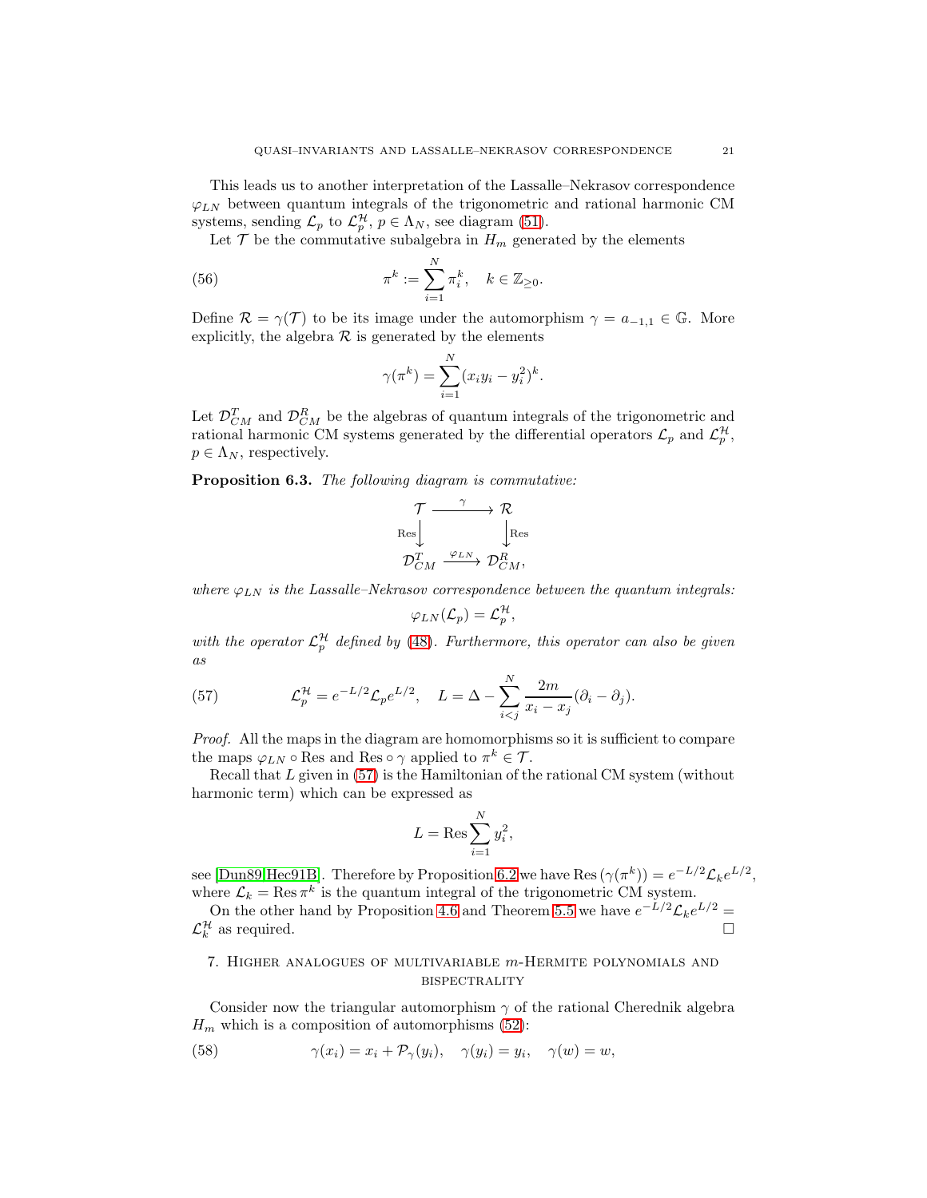This leads us to another interpretation of the Lassalle–Nekrasov correspondence $\varphi_{LN}$ between quantum integrals of the trigonometric and rational harmonic CM systems, sending $\mathcal{L}_p$ to $\mathcal{L}_p^{\mathcal{H}}$, $p \in \Lambda_N$, see diagram (51).

Let $\mathcal{T}$ be the commutative subalgebra in $H_m$ generated by the elements

$$\pi^k := \sum_{i=1}^N \pi_i^k, \quad k \in \mathbb{Z}_{\geq 0}. \tag{56}$$

Define $\mathcal{R} = \gamma(\mathcal{T})$ to be its image under the automorphism $\gamma = a_{-1,1} \in \mathbb{G}$. More explicitly, the algebra $\mathcal{R}$ is generated by the elements

$$\gamma(\pi^k) = \sum_{i=1}^N (x_i y_i - y_i^2)^k.$$

Let $\mathcal{D}_{CM}^T$ and $\mathcal{D}_{CM}^R$ be the algebras of quantum integrals of the trigonometric and rational harmonic CM systems generated by the differential operators $\mathcal{L}_p$ and $\mathcal{L}_p^{\mathcal{H}}$, $p \in \Lambda_N$, respectively.

**Proposition 6.3.** *The following diagram is commutative:*

$$\begin{array}{ccc} \mathcal{T} & \xrightarrow{\gamma} & \mathcal{R} \\ {\scriptstyle \mathrm{Res}}\downarrow & & \downarrow{\scriptstyle \mathrm{Res}} \\ \mathcal{D}_{CM}^T & \xrightarrow{\varphi_{LN}} & \mathcal{D}_{CM}^R, \end{array}$$

*where $\varphi_{LN}$ is the Lassalle–Nekrasov correspondence between the quantum integrals:*

$$\varphi_{LN}(\mathcal{L}_p) = \mathcal{L}_p^{\mathcal{H}},$$

*with the operator $\mathcal{L}_p^{\mathcal{H}}$ defined by (48). Furthermore, this operator can also be given as*

$$\mathcal{L}_p^{\mathcal{H}} = e^{-L/2} \mathcal{L}_p e^{L/2}, \quad L = \Delta - \sum_{i<j}^N \frac{2m}{x_i - x_j}(\partial_i - \partial_j). \tag{57}$$

*Proof.* All the maps in the diagram are homomorphisms so it is sufficient to compare the maps $\varphi_{LN} \circ \mathrm{Res}$ and $\mathrm{Res} \circ \gamma$ applied to $\pi^k \in \mathcal{T}$.

Recall that $L$ given in (57) is the Hamiltonian of the rational CM system (without harmonic term) which can be expressed as

$$L = \mathrm{Res} \sum_{i=1}^N y_i^2,$$

see [Dun89, Hec91B]. Therefore by Proposition 6.2 we have $\mathrm{Res}\,(\gamma(\pi^k)) = e^{-L/2} \mathcal{L}_k e^{L/2}$, where $\mathcal{L}_k = \mathrm{Res}\,\pi^k$ is the quantum integral of the trigonometric CM system.

On the other hand by Proposition 4.6 and Theorem 5.5 we have $e^{-L/2}\mathcal{L}_k e^{L/2} = \mathcal{L}_k^{\mathcal{H}}$ as required. $\square$

## 7. Higher analogues of multivariable $m$-Hermite polynomials and bispectrality

Consider now the triangular automorphism $\gamma$ of the rational Cherednik algebra $H_m$ which is a composition of automorphisms (52):

$$\gamma(x_i) = x_i + \mathcal{P}_\gamma(y_i), \quad \gamma(y_i) = y_i, \quad \gamma(w) = w, \tag{58}$$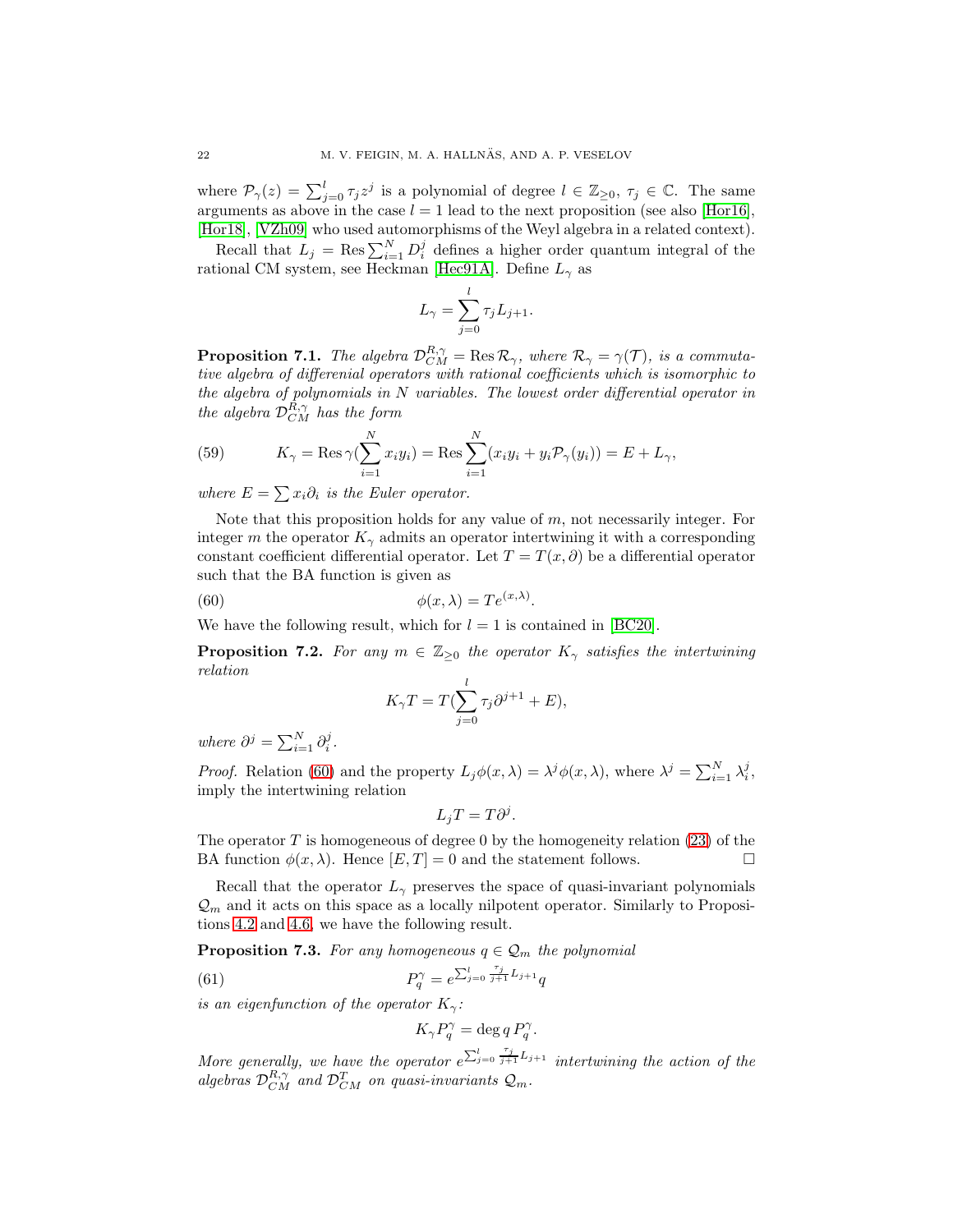where $\mathcal{P}_\gamma(z) = \sum_{j=0}^{l} \tau_j z^j$ is a polynomial of degree $l \in \mathbb{Z}_{\geq 0}$, $\tau_j \in \mathbb{C}$. The same arguments as above in the case $l = 1$ lead to the next proposition (see also [Hor16], [Hor18], [VZh09] who used automorphisms of the Weyl algebra in a related context).

Recall that $L_j = \operatorname{Res} \sum_{i=1}^{N} D_i^j$ defines a higher order quantum integral of the rational CM system, see Heckman [Hec91A]. Define $L_\gamma$ as

$$L_\gamma = \sum_{j=0}^{l} \tau_j L_{j+1}.$$

**Proposition 7.1.** *The algebra $\mathcal{D}_{CM}^{R,\gamma} = \operatorname{Res} \mathcal{R}_\gamma$, where $\mathcal{R}_\gamma = \gamma(\mathcal{T})$, is a commutative algebra of differential operators with rational coefficients which is isomorphic to the algebra of polynomials in $N$ variables. The lowest order differential operator in the algebra $\mathcal{D}_{CM}^{R,\gamma}$ has the form*

$$K_\gamma = \operatorname{Res} \gamma(\sum_{i=1}^{N} x_i y_i) = \operatorname{Res} \sum_{i=1}^{N} (x_i y_i + y_i \mathcal{P}_\gamma(y_i)) = E + L_\gamma, \tag{59}$$

*where $E = \sum x_i \partial_i$ is the Euler operator.*

Note that this proposition holds for any value of $m$, not necessarily integer. For integer $m$ the operator $K_\gamma$ admits an operator intertwining it with a corresponding constant coefficient differential operator. Let $T = T(x, \partial)$ be a differential operator such that the BA function is given as

$$\phi(x, \lambda) = T e^{(x,\lambda)}. \tag{60}$$

We have the following result, which for $l = 1$ is contained in [BC20].

**Proposition 7.2.** *For any $m \in \mathbb{Z}_{\geq 0}$ the operator $K_\gamma$ satisfies the intertwining relation*

$$K_\gamma T = T(\sum_{j=0}^{l} \tau_j \partial^{j+1} + E),$$

*where $\partial^j = \sum_{i=1}^{N} \partial_i^j$.*

*Proof.* Relation (60) and the property $L_j \phi(x, \lambda) = \lambda^j \phi(x, \lambda)$, where $\lambda^j = \sum_{i=1}^{N} \lambda_i^j$, imply the intertwining relation

$$L_j T = T \partial^j.$$

The operator $T$ is homogeneous of degree 0 by the homogeneity relation (23) of the BA function $\phi(x, \lambda)$. Hence $[E, T] = 0$ and the statement follows. $\square$

Recall that the operator $L_\gamma$ preserves the space of quasi-invariant polynomials $\mathcal{Q}_m$ and it acts on this space as a locally nilpotent operator. Similarly to Propositions 4.2 and 4.6, we have the following result.

**Proposition 7.3.** *For any homogeneous $q \in \mathcal{Q}_m$ the polynomial*

$$P_q^\gamma = e^{\sum_{j=0}^{l} \frac{\tau_j}{j+1} L_{j+1}} q \tag{61}$$

*is an eigenfunction of the operator $K_\gamma$:*

$$K_\gamma P_q^\gamma = \deg q \, P_q^\gamma.$$

*More generally, we have the operator $e^{\sum_{j=0}^{l} \frac{\tau_j}{j+1} L_{j+1}}$ intertwining the action of the algebras $\mathcal{D}_{CM}^{R,\gamma}$ and $\mathcal{D}_{CM}^{T}$ on quasi-invariants $\mathcal{Q}_m$.*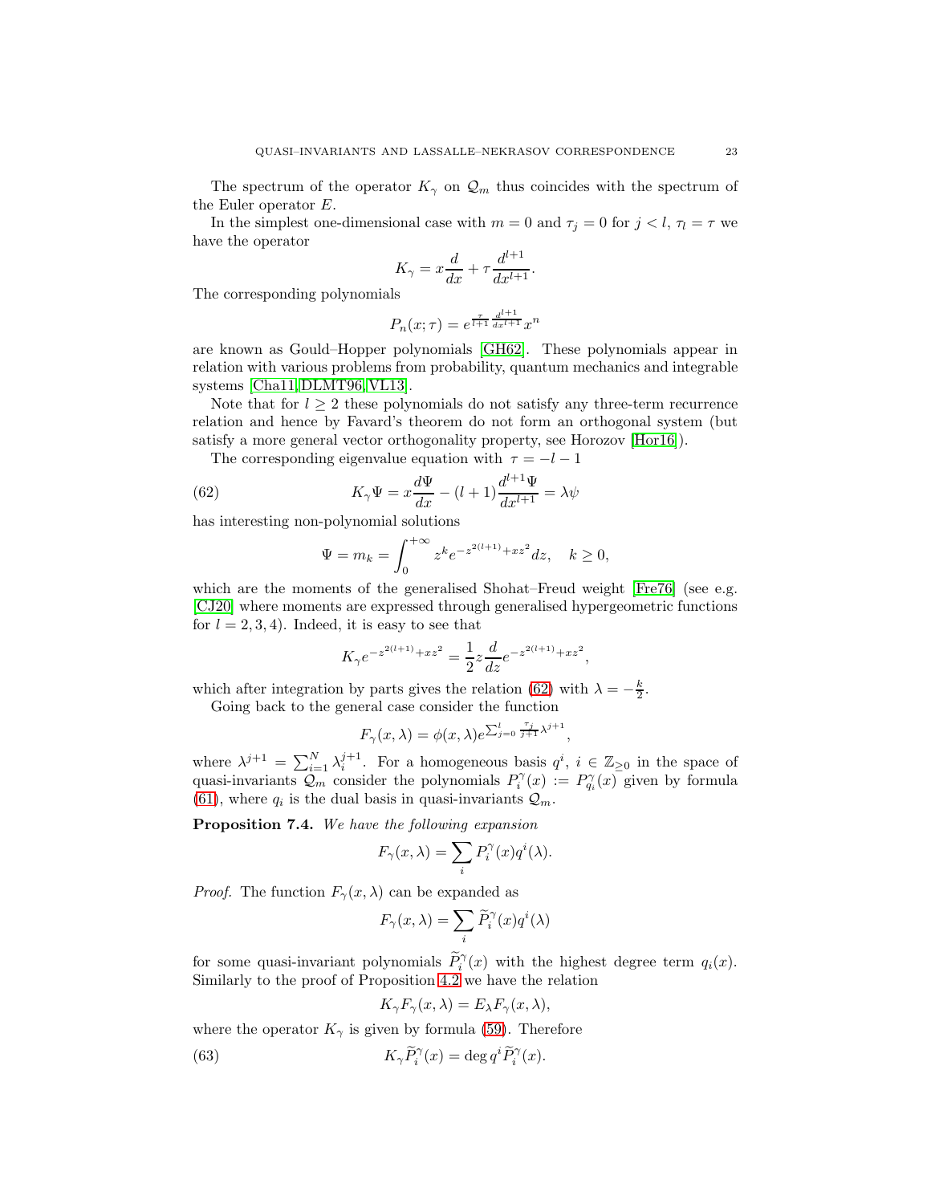The spectrum of the operator $K_\gamma$ on $\mathcal{Q}_m$ thus coincides with the spectrum of the Euler operator $E$.

In the simplest one-dimensional case with $m = 0$ and $\tau_j = 0$ for $j < l$, $\tau_l = \tau$ we have the operator

$$K_\gamma = x\frac{d}{dx} + \tau\frac{d^{l+1}}{dx^{l+1}}.$$

The corresponding polynomials

$$P_n(x;\tau) = e^{\frac{\tau}{l+1}\frac{d^{l+1}}{dx^{l+1}}}x^n$$

are known as Gould–Hopper polynomials [GH62]. These polynomials appear in relation with various problems from probability, quantum mechanics and integrable systems [Cha11, DLMT96, VL13].

Note that for $l \geq 2$ these polynomials do not satisfy any three-term recurrence relation and hence by Favard's theorem do not form an orthogonal system (but satisfy a more general vector orthogonality property, see Horozov [Hor16]).

The corresponding eigenvalue equation with $\tau = -l-1$

$$K_\gamma\Psi = x\frac{d\Psi}{dx} - (l+1)\frac{d^{l+1}\Psi}{dx^{l+1}} = \lambda\psi \tag{62}$$

has interesting non-polynomial solutions

$$\Psi = m_k = \int_0^{+\infty} z^k e^{-z^{2(l+1)}+xz^2}dz, \quad k \geq 0,$$

which are the moments of the generalised Shohat–Freud weight [Fre76] (see e.g. [CJ20] where moments are expressed through generalised hypergeometric functions for $l = 2, 3, 4$). Indeed, it is easy to see that

$$K_\gamma e^{-z^{2(l+1)}+xz^2} = \frac{1}{2}z\frac{d}{dz}e^{-z^{2(l+1)}+xz^2},$$

which after integration by parts gives the relation (62) with $\lambda = -\frac{k}{2}$.

Going back to the general case consider the function

$$F_\gamma(x,\lambda) = \phi(x,\lambda)e^{\sum_{j=0}^{l}\frac{\tau_j}{j+1}\lambda^{j+1}},$$

where $\lambda^{j+1} = \sum_{i=1}^N \lambda_i^{j+1}$. For a homogeneous basis $q^i$, $i \in \mathbb{Z}_{\geq 0}$ in the space of quasi-invariants $\mathcal{Q}_m$ consider the polynomials $P_i^\gamma(x) := P_{q_i}^\gamma(x)$ given by formula (61), where $q_i$ is the dual basis in quasi-invariants $\mathcal{Q}_m$.

**Proposition 7.4.** *We have the following expansion*

$$F_\gamma(x,\lambda) = \sum_i P_i^\gamma(x)q^i(\lambda).$$

*Proof.* The function $F_\gamma(x,\lambda)$ can be expanded as

$$F_\gamma(x,\lambda) = \sum_i \widetilde{P}_i^\gamma(x)q^i(\lambda)$$

for some quasi-invariant polynomials $\widetilde{P}_i^\gamma(x)$ with the highest degree term $q_i(x)$. Similarly to the proof of Proposition 4.2 we have the relation

$$K_\gamma F_\gamma(x,\lambda) = E_\lambda F_\gamma(x,\lambda),$$

where the operator $K_\gamma$ is given by formula (59). Therefore

$$K_\gamma\widetilde{P}_i^\gamma(x) = \deg q^i\,\widetilde{P}_i^\gamma(x). \tag{63}$$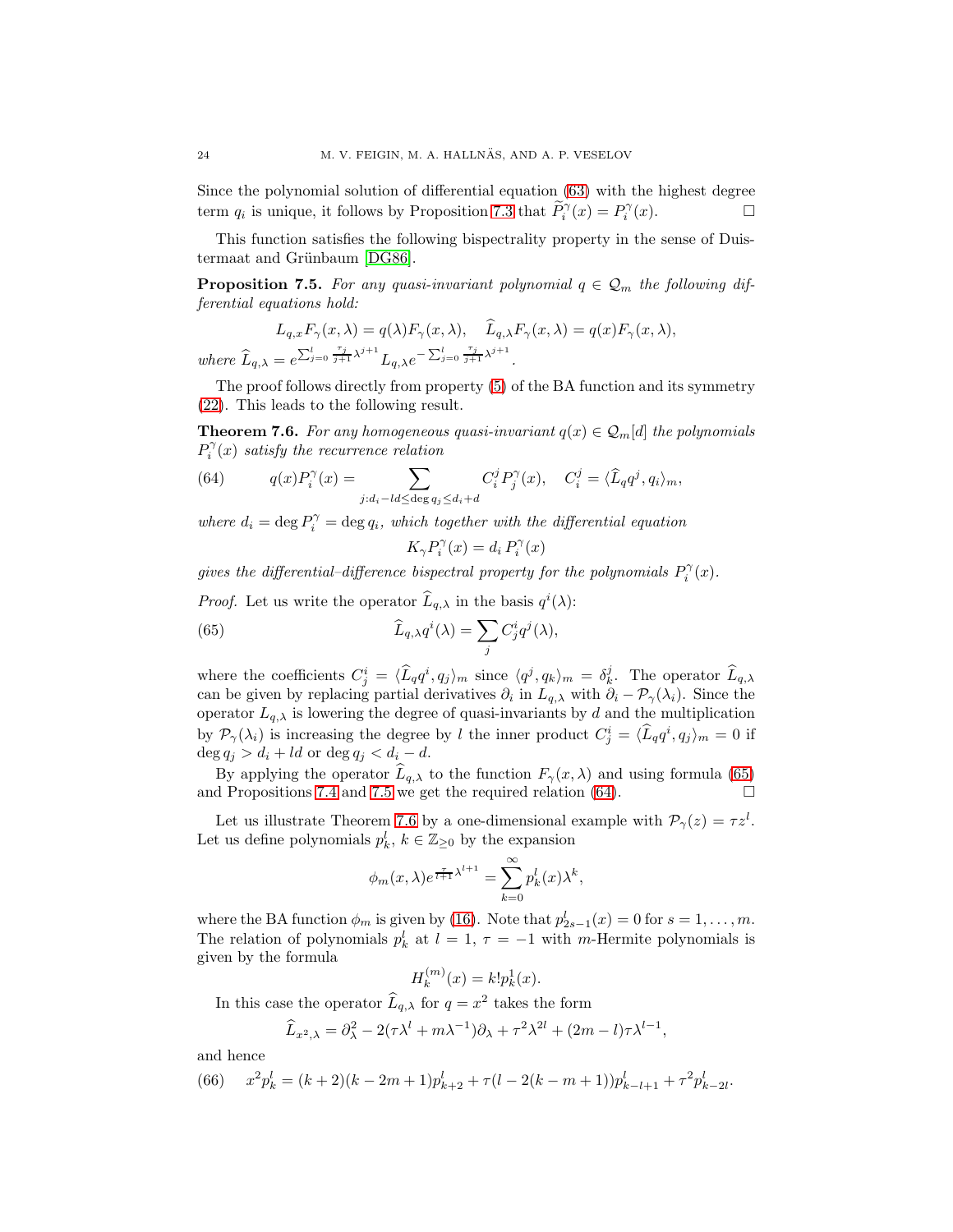Since the polynomial solution of differential equation (63) with the highest degree term $q_i$ is unique, it follows by Proposition 7.3 that $\widetilde{P}_i^\gamma(x) = P_i^\gamma(x)$. ☐

This function satisfies the following bispectrality property in the sense of Duistermaat and Grünbaum [DG86].

**Proposition 7.5.** *For any quasi-invariant polynomial $q \in \mathcal{Q}_m$ the following differential equations hold:*

$$L_{q,x} F_\gamma(x,\lambda) = q(\lambda) F_\gamma(x,\lambda), \quad \widehat{L}_{q,\lambda} F_\gamma(x,\lambda) = q(x) F_\gamma(x,\lambda),$$

*where* $\widehat{L}_{q,\lambda} = e^{\sum_{j=0}^{l} \frac{\tau_j}{j+1}\lambda^{j+1}} L_{q,\lambda} e^{-\sum_{j=0}^{l} \frac{\tau_j}{j+1}\lambda^{j+1}}$.

The proof follows directly from property (5) of the BA function and its symmetry (22). This leads to the following result.

**Theorem 7.6.** *For any homogeneous quasi-invariant $q(x) \in \mathcal{Q}_m[d]$ the polynomials $P_i^\gamma(x)$ satisfy the recurrence relation*

$$q(x) P_i^\gamma(x) = \sum_{j: d_i - ld \le \deg q_j \le d_i + d} C_i^j P_j^\gamma(x), \quad C_i^j = \langle \widehat{L}_q q^j, q_i \rangle_m, \tag{64}$$

*where $d_i = \deg P_i^\gamma = \deg q_i$, which together with the differential equation*

$$K_\gamma P_i^\gamma(x) = d_i \, P_i^\gamma(x)$$

*gives the differential–difference bispectral property for the polynomials $P_i^\gamma(x)$.*

*Proof.* Let us write the operator $\widehat{L}_{q,\lambda}$ in the basis $q^i(\lambda)$:

$$\widehat{L}_{q,\lambda} q^i(\lambda) = \sum_j C_j^i q^j(\lambda), \tag{65}$$

where the coefficients $C_j^i = \langle \widehat{L}_q q^i, q_j \rangle_m$ since $\langle q^j, q_k \rangle_m = \delta_k^j$. The operator $\widehat{L}_{q,\lambda}$ can be given by replacing partial derivatives $\partial_i$ in $L_{q,\lambda}$ with $\partial_i - \mathcal{P}_\gamma(\lambda_i)$. Since the operator $L_{q,\lambda}$ is lowering the degree of quasi-invariants by $d$ and the multiplication by $\mathcal{P}_\gamma(\lambda_i)$ is increasing the degree by $l$ the inner product $C_j^i = \langle \widehat{L}_q q^i, q_j \rangle_m = 0$ if $\deg q_j > d_i + ld$ or $\deg q_j < d_i - d$.

By applying the operator $\widehat{L}_{q,\lambda}$ to the function $F_\gamma(x,\lambda)$ and using formula (65) and Propositions 7.4 and 7.5 we get the required relation (64). ☐

Let us illustrate Theorem 7.6 by a one-dimensional example with $\mathcal{P}_\gamma(z) = \tau z^l$. Let us define polynomials $p_k^l$, $k \in \mathbb{Z}_{\ge 0}$ by the expansion

$$\phi_m(x,\lambda) e^{\frac{\tau}{l+1}\lambda^{l+1}} = \sum_{k=0}^{\infty} p_k^l(x) \lambda^k,$$

where the BA function $\phi_m$ is given by (16). Note that $p_{2s-1}^l(x) = 0$ for $s = 1, \ldots, m$. The relation of polynomials $p_k^l$ at $l = 1$, $\tau = -1$ with $m$-Hermite polynomials is given by the formula

$$H_k^{(m)}(x) = k! p_k^1(x).$$

In this case the operator $\widehat{L}_{q,\lambda}$ for $q = x^2$ takes the form

$$\widehat{L}_{x^2,\lambda} = \partial_\lambda^2 - 2(\tau\lambda^l + m\lambda^{-1})\partial_\lambda + \tau^2\lambda^{2l} + (2m - l)\tau\lambda^{l-1},$$

and hence

$$x^2 p_k^l = (k+2)(k-2m+1) p_{k+2}^l + \tau(l - 2(k-m+1)) p_{k-l+1}^l + \tau^2 p_{k-2l}^l. \tag{66}$$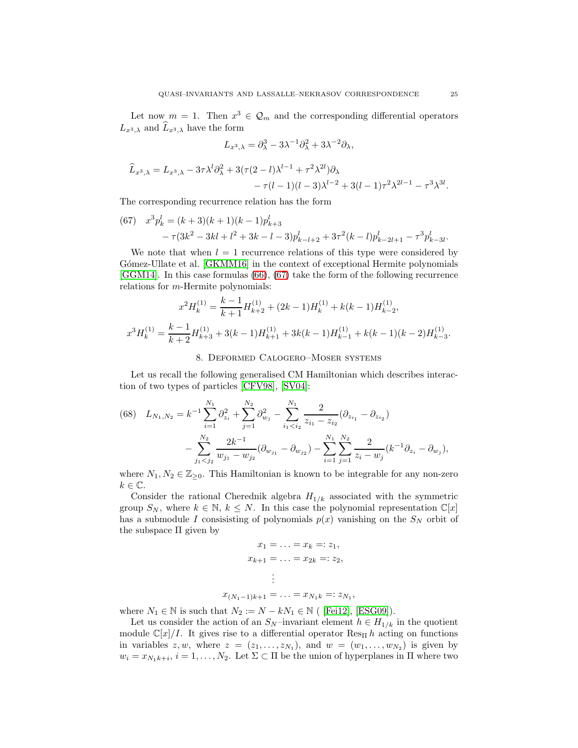Let now $m = 1$. Then $x^3 \in \mathcal{Q}_m$ and the corresponding differential operators $L_{x^3,\lambda}$ and $\widehat{L}_{x^3,\lambda}$ have the form

$$L_{x^3,\lambda} = \partial_\lambda^3 - 3\lambda^{-1}\partial_\lambda^2 + 3\lambda^{-2}\partial_\lambda,$$

$$\widehat{L}_{x^3,\lambda} = L_{x^3,\lambda} - 3\tau\lambda^l\partial_\lambda^2 + 3(\tau(2-l)\lambda^{l-1} + \tau^2\lambda^{2l})\partial_\lambda \\ - \tau(l-1)(l-3)\lambda^{l-2} + 3(l-1)\tau^2\lambda^{2l-1} - \tau^3\lambda^{3l}.$$

The corresponding recurrence relation has the form

$$(67) \quad x^3 p_k^l = (k+3)(k+1)(k-1)p_{k+3}^l \\ - \tau(3k^2 - 3kl + l^2 + 3k - l - 3)p_{k-l+2}^l + 3\tau^2(k-l)p_{k-2l+1}^l - \tau^3 p_{k-3l}^l.$$

We note that when $l = 1$ recurrence relations of this type were considered by Gómez-Ullate et al. [GKMM16] in the context of exceptional Hermite polynomials [GGM14]. In this case formulas (66), (67) take the form of the following recurrence relations for $m$-Hermite polynomials:

$$x^2 H_k^{(1)} = \frac{k-1}{k+1}H_{k+2}^{(1)} + (2k-1)H_k^{(1)} + k(k-1)H_{k-2}^{(1)},$$

$$x^3 H_k^{(1)} = \frac{k-1}{k+2}H_{k+3}^{(1)} + 3(k-1)H_{k+1}^{(1)} + 3k(k-1)H_{k-1}^{(1)} + k(k-1)(k-2)H_{k-3}^{(1)}.$$

## 8. Deformed Calogero–Moser systems

Let us recall the following generalised CM Hamiltonian which describes interaction of two types of particles [CFV98], [SV04]:

$$(68) \quad L_{N_1,N_2} = k^{-1}\sum_{i=1}^{N_1}\partial_{z_i}^2 + \sum_{j=1}^{N_2}\partial_{w_j}^2 - \sum_{i_1<i_2}^{N_1}\frac{2}{z_{i_1}-z_{i_2}}(\partial_{z_{i_1}} - \partial_{z_{i_2}}) \\ - \sum_{j_1<j_2}^{N_2}\frac{2k^{-1}}{w_{j_1}-w_{j_2}}(\partial_{w_{j_1}} - \partial_{w_{j_2}}) - \sum_{i=1}^{N_1}\sum_{j=1}^{N_2}\frac{2}{z_i - w_j}(k^{-1}\partial_{z_i} - \partial_{w_j}),$$

where $N_1, N_2 \in \mathbb{Z}_{\geq 0}$. This Hamiltonian is known to be integrable for any non-zero $k \in \mathbb{C}$.

Consider the rational Cherednik algebra $H_{1/k}$ associated with the symmetric group $S_N$, where $k \in \mathbb{N}$, $k \leq N$. In this case the polynomial representation $\mathbb{C}[x]$ has a submodule $I$ consisisting of polynomials $p(x)$ vanishing on the $S_N$ orbit of the subspace $\Pi$ given by

$$x_1 = \ldots = x_k =: z_1,$$
$$x_{k+1} = \ldots = x_{2k} =: z_2,$$
$$\vdots$$
$$x_{(N_1-1)k+1} = \ldots = x_{N_1 k} =: z_{N_1},$$

where $N_1 \in \mathbb{N}$ is such that $N_2 := N - kN_1 \in \mathbb{N}$ ( [Fei12], [ESG09]).

Let us consider the action of an $S_N$–invariant element $h \in H_{1/k}$ in the quotient module $\mathbb{C}[x]/I$. It gives rise to a differential operator $\mathrm{Res}_\Pi\, h$ acting on functions in variables $z, w$, where $z = (z_1, \ldots, z_{N_1})$, and $w = (w_1, \ldots, w_{N_2})$ is given by $w_i = x_{N_1 k + i}$, $i = 1, \ldots, N_2$. Let $\Sigma \subset \Pi$ be the union of hyperplanes in $\Pi$ where two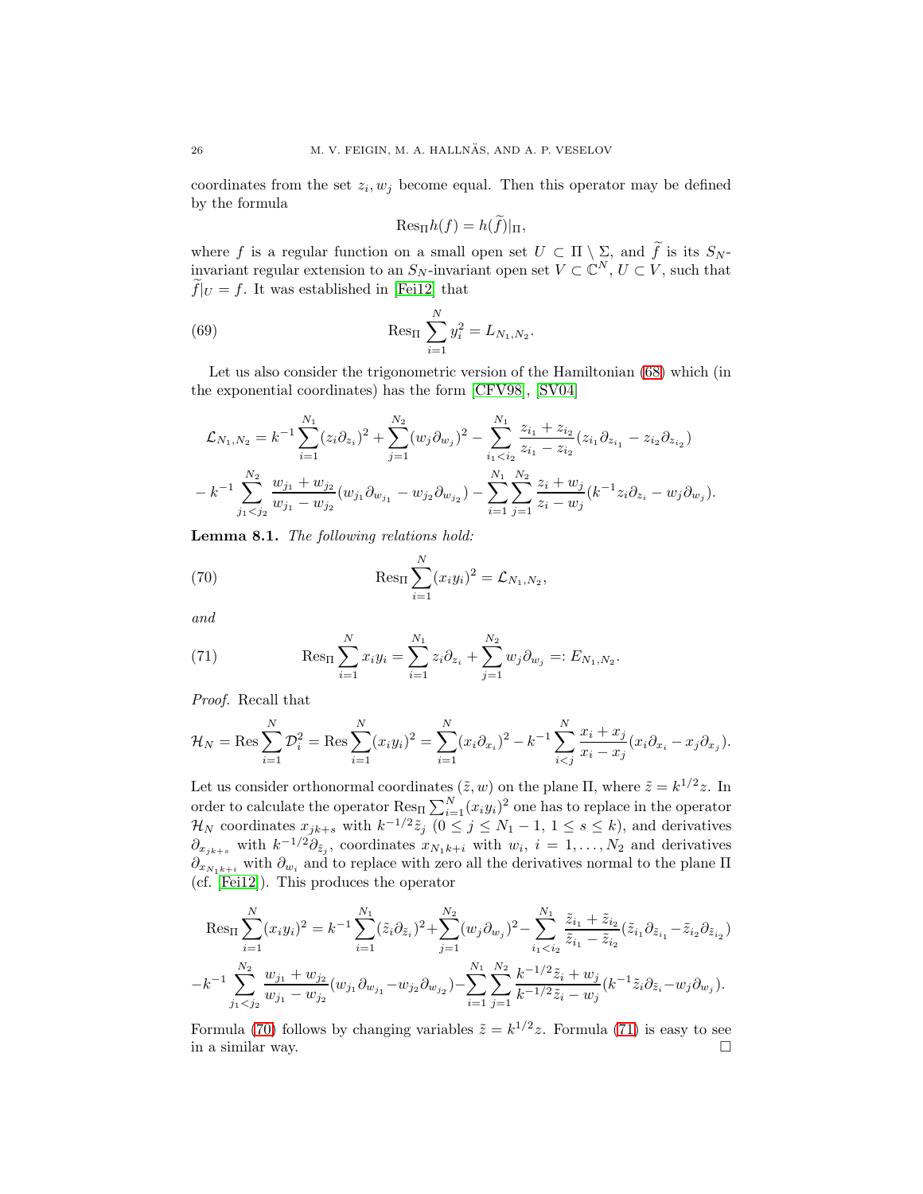coordinates from the set $z_i, w_j$ become equal. Then this operator may be defined by the formula

$$\mathrm{Res}_\Pi h(f) = h(\widetilde{f})|_\Pi,$$

where $f$ is a regular function on a small open set $U \subset \Pi \setminus \Sigma$, and $\widetilde{f}$ is its $S_N$-invariant regular extension to an $S_N$-invariant open set $V \subset \mathbb{C}^N$, $U \subset V$, such that $\widetilde{f}|_U = f$. It was established in [Fei12] that

$$\mathrm{Res}_\Pi \sum_{i=1}^N y_i^2 = L_{N_1,N_2}. \tag{69}$$

Let us also consider the trigonometric version of the Hamiltonian (68) which (in the exponential coordinates) has the form [CFV98], [SV04]

$$\mathcal{L}_{N_1,N_2} = k^{-1}\sum_{i=1}^{N_1}(z_i\partial_{z_i})^2 + \sum_{j=1}^{N_2}(w_j\partial_{w_j})^2 - \sum_{i_1<i_2}^{N_1}\frac{z_{i_1}+z_{i_2}}{z_{i_1}-z_{i_2}}(z_{i_1}\partial_{z_{i_1}} - z_{i_2}\partial_{z_{i_2}})$$
$$- k^{-1}\sum_{j_1<j_2}^{N_2}\frac{w_{j_1}+w_{j_2}}{w_{j_1}-w_{j_2}}(w_{j_1}\partial_{w_{j_1}} - w_{j_2}\partial_{w_{j_2}}) - \sum_{i=1}^{N_1}\sum_{j=1}^{N_2}\frac{z_i+w_j}{z_i-w_j}(k^{-1}z_i\partial_{z_i} - w_j\partial_{w_j}).$$

**Lemma 8.1.** *The following relations hold:*

$$\mathrm{Res}_\Pi \sum_{i=1}^N (x_i y_i)^2 = \mathcal{L}_{N_1,N_2}, \tag{70}$$

*and*

$$\mathrm{Res}_\Pi \sum_{i=1}^N x_i y_i = \sum_{i=1}^{N_1} z_i\partial_{z_i} + \sum_{j=1}^{N_2} w_j\partial_{w_j} =: E_{N_1,N_2}. \tag{71}$$

*Proof.* Recall that

$$\mathcal{H}_N = \mathrm{Res}\sum_{i=1}^N \mathcal{D}_i^2 = \mathrm{Res}\sum_{i=1}^N (x_i y_i)^2 = \sum_{i=1}^N (x_i\partial_{x_i})^2 - k^{-1}\sum_{i<j}^N \frac{x_i+x_j}{x_i-x_j}(x_i\partial_{x_i} - x_j\partial_{x_j}).$$

Let us consider orthonormal coordinates $(\tilde{z}, w)$ on the plane $\Pi$, where $\tilde{z} = k^{1/2}z$. In order to calculate the operator $\mathrm{Res}_\Pi \sum_{i=1}^N (x_i y_i)^2$ one has to replace in the operator $\mathcal{H}_N$ coordinates $x_{jk+s}$ with $k^{-1/2}\tilde{z}_j$ ($0 \le j \le N_1 - 1$, $1 \le s \le k$), and derivatives $\partial_{x_{jk+s}}$ with $k^{-1/2}\partial_{\tilde{z}_j}$, coordinates $x_{N_1 k+i}$ with $w_i$, $i = 1, \ldots, N_2$ and derivatives $\partial_{x_{N_1 k+i}}$ with $\partial_{w_i}$ and to replace with zero all the derivatives normal to the plane $\Pi$ (cf. [Fei12]). This produces the operator

$$\mathrm{Res}_\Pi \sum_{i=1}^N (x_i y_i)^2 = k^{-1}\sum_{i=1}^{N_1}(\tilde{z}_i\partial_{\tilde{z}_i})^2 + \sum_{j=1}^{N_2}(w_j\partial_{w_j})^2 - \sum_{i_1<i_2}^{N_1}\frac{\tilde{z}_{i_1}+\tilde{z}_{i_2}}{\tilde{z}_{i_1}-\tilde{z}_{i_2}}(\tilde{z}_{i_1}\partial_{\tilde{z}_{i_1}} - \tilde{z}_{i_2}\partial_{\tilde{z}_{i_2}})$$
$$-k^{-1}\sum_{j_1<j_2}^{N_2}\frac{w_{j_1}+w_{j_2}}{w_{j_1}-w_{j_2}}(w_{j_1}\partial_{w_{j_1}} - w_{j_2}\partial_{w_{j_2}}) - \sum_{i=1}^{N_1}\sum_{j=1}^{N_2}\frac{k^{-1/2}\tilde{z}_i+w_j}{k^{-1/2}\tilde{z}_i-w_j}(k^{-1}\tilde{z}_i\partial_{\tilde{z}_i} - w_j\partial_{w_j}).$$

Formula (70) follows by changing variables $\tilde{z} = k^{1/2}z$. Formula (71) is easy to see in a similar way. □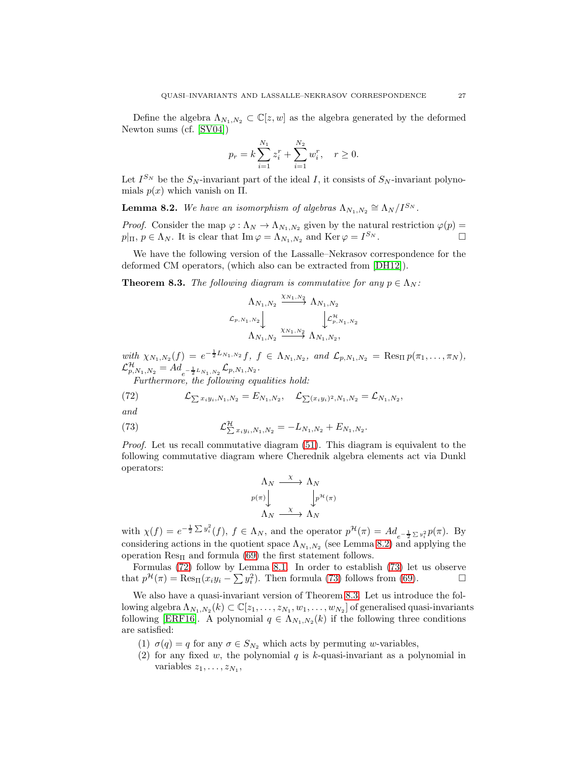Define the algebra $\Lambda_{N_1,N_2} \subset \mathbb{C}[z,w]$ as the algebra generated by the deformed Newton sums (cf. [SV04])

$$p_r = k\sum_{i=1}^{N_1} z_i^r + \sum_{i=1}^{N_2} w_i^r, \quad r \geq 0.$$

Let $I^{S_N}$ be the $S_N$-invariant part of the ideal $I$, it consists of $S_N$-invariant polynomials $p(x)$ which vanish on $\Pi$.

**Lemma 8.2.** *We have an isomorphism of algebras $\Lambda_{N_1,N_2} \cong \Lambda_N / I^{S_N}$.*

*Proof.* Consider the map $\varphi : \Lambda_N \to \Lambda_{N_1,N_2}$ given by the natural restriction $\varphi(p) = p|_\Pi$, $p \in \Lambda_N$. It is clear that $\operatorname{Im}\varphi = \Lambda_{N_1,N_2}$ and $\operatorname{Ker}\varphi = I^{S_N}$. □

We have the following version of the Lassalle–Nekrasov correspondence for the deformed CM operators, (which also can be extracted from [DH12]).

**Theorem 8.3.** *The following diagram is commutative for any $p \in \Lambda_N$:*

$$\begin{array}{ccc} \Lambda_{N_1,N_2} & \xrightarrow{\chi_{N_1,N_2}} & \Lambda_{N_1,N_2} \\ {\scriptstyle \mathcal{L}_{p,N_1,N_2}}\downarrow & & \downarrow{\scriptstyle \mathcal{L}^{\mathcal{H}}_{p,N_1,N_2}} \\ \Lambda_{N_1,N_2} & \xrightarrow{\chi_{N_1,N_2}} & \Lambda_{N_1,N_2}, \end{array}$$

*with $\chi_{N_1,N_2}(f) = e^{-\frac{1}{2}L_{N_1,N_2}} f$, $f \in \Lambda_{N_1,N_2}$, and $\mathcal{L}_{p,N_1,N_2} = \operatorname{Res}_\Pi p(\pi_1,\ldots,\pi_N)$, $\mathcal{L}^{\mathcal{H}}_{p,N_1,N_2} = Ad_{e^{-\frac{1}{2}L_{N_1,N_2}}} \mathcal{L}_{p,N_1,N_2}$.*

*Furthermore, the following equalities hold:*

$$\mathcal{L}_{\sum x_i y_i, N_1,N_2} = E_{N_1,N_2}, \quad \mathcal{L}_{\sum (x_i y_i)^2, N_1,N_2} = \mathcal{L}_{N_1,N_2}, \tag{72}$$

*and*

$$\mathcal{L}^{\mathcal{H}}_{\sum x_i y_i, N_1,N_2} = -L_{N_1,N_2} + E_{N_1,N_2}. \tag{73}$$

*Proof.* Let us recall commutative diagram (51). This diagram is equivalent to the following commutative diagram where Cherednik algebra elements act via Dunkl operators:

$$\begin{array}{ccc} \Lambda_N & \xrightarrow{\chi} & \Lambda_N \\ {\scriptstyle p(\pi)}\downarrow & & \downarrow{\scriptstyle p^{\mathcal{H}}(\pi)} \\ \Lambda_N & \xrightarrow{\chi} & \Lambda_N \end{array}$$

with $\chi(f) = e^{-\frac{1}{2}\sum y_i^2}(f)$, $f \in \Lambda_N$, and the operator $p^{\mathcal{H}}(\pi) = Ad_{e^{-\frac{1}{2}\sum y_i^2}} p(\pi)$. By considering actions in the quotient space $\Lambda_{N_1,N_2}$ (see Lemma 8.2) and applying the operation $\operatorname{Res}_\Pi$ and formula (69) the first statement follows.

Formulas (72) follow by Lemma 8.1. In order to establish (73) let us observe that $p^{\mathcal{H}}(\pi) = \operatorname{Res}_\Pi(x_i y_i - \sum y_i^2)$. Then formula (73) follows from (69). □

We also have a quasi-invariant version of Theorem 8.3. Let us introduce the following algebra $\Lambda_{N_1,N_2}(k) \subset \mathbb{C}[z_1,\ldots,z_{N_1},w_1,\ldots,w_{N_2}]$ of generalised quasi-invariants following [ERF16]. A polynomial $q \in \Lambda_{N_1,N_2}(k)$ if the following three conditions are satisfied:

1. $\sigma(q) = q$ for any $\sigma \in S_{N_2}$ which acts by permuting $w$-variables,
2. for any fixed $w$, the polynomial $q$ is $k$-quasi-invariant as a polynomial in variables $z_1,\ldots,z_{N_1}$,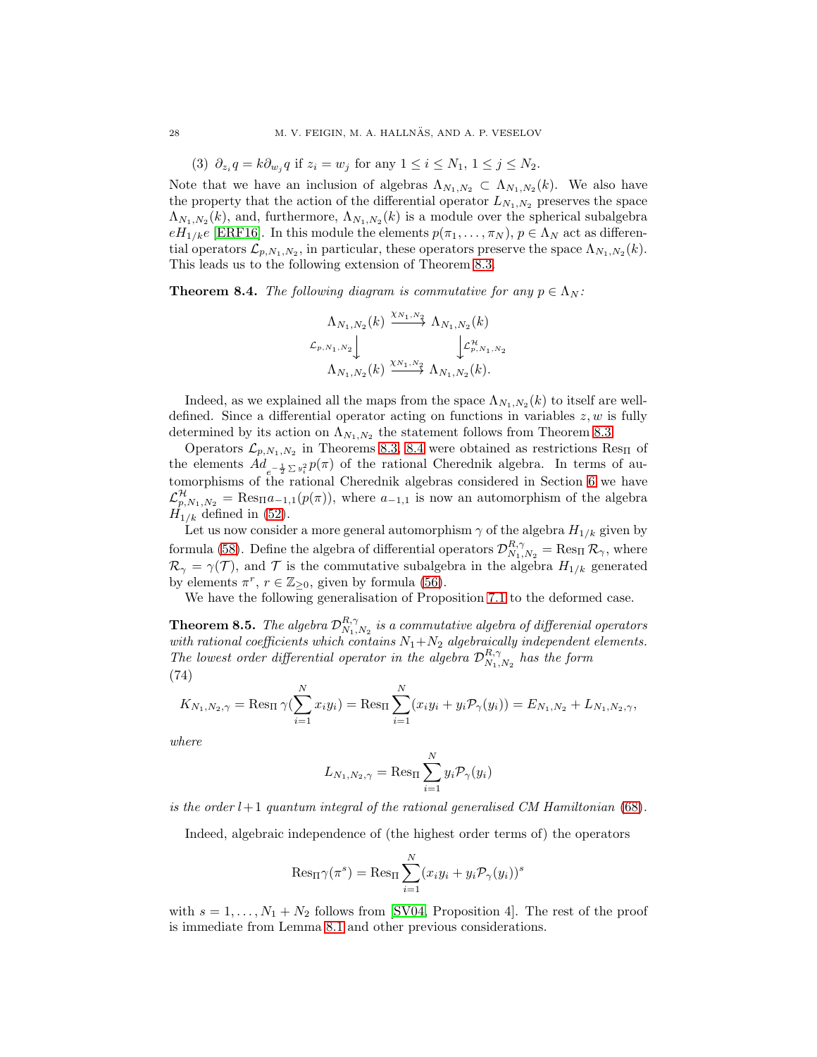(3) $\partial_{z_i} q = k\partial_{w_j} q$ if $z_i = w_j$ for any $1 \le i \le N_1$, $1 \le j \le N_2$.

Note that we have an inclusion of algebras $\Lambda_{N_1,N_2} \subset \Lambda_{N_1,N_2}(k)$. We also have the property that the action of the differential operator $L_{N_1,N_2}$ preserves the space $\Lambda_{N_1,N_2}(k)$, and, furthermore, $\Lambda_{N_1,N_2}(k)$ is a module over the spherical subalgebra $eH_{1/k}e$ [ERF16]. In this module the elements $p(\pi_1,\dots,\pi_N)$, $p\in\Lambda_N$ act as differential operators $\mathcal{L}_{p,N_1,N_2}$, in particular, these operators preserve the space $\Lambda_{N_1,N_2}(k)$. This leads us to the following extension of Theorem 8.3.

**Theorem 8.4.** *The following diagram is commutative for any $p \in \Lambda_N$:*

$$
\begin{array}{ccc}
\Lambda_{N_1,N_2}(k) & \xrightarrow{\chi_{N_1,N_2}} & \Lambda_{N_1,N_2}(k) \\
{\scriptstyle \mathcal{L}_{p,N_1,N_2}}\downarrow & & \downarrow{\scriptstyle \mathcal{L}^{\mathcal{H}}_{p,N_1,N_2}} \\
\Lambda_{N_1,N_2}(k) & \xrightarrow{\chi_{N_1,N_2}} & \Lambda_{N_1,N_2}(k).
\end{array}
$$

Indeed, as we explained all the maps from the space $\Lambda_{N_1,N_2}(k)$ to itself are well-defined. Since a differential operator acting on functions in variables $z, w$ is fully determined by its action on $\Lambda_{N_1,N_2}$ the statement follows from Theorem 8.3.

Operators $\mathcal{L}_{p,N_1,N_2}$ in Theorems 8.3, 8.4 were obtained as restrictions $\mathrm{Res}_\Pi$ of the elements $Ad_{e^{-\frac{1}{2}\sum y_i^2}} p(\pi)$ of the rational Cherednik algebra. In terms of automorphisms of the rational Cherednik algebras considered in Section 6 we have $\mathcal{L}^{\mathcal{H}}_{p,N_1,N_2} = \mathrm{Res}_\Pi a_{-1,1}(p(\pi))$, where $a_{-1,1}$ is now an automorphism of the algebra $H_{1/k}$ defined in (52).

Let us now consider a more general automorphism $\gamma$ of the algebra $H_{1/k}$ given by formula (58). Define the algebra of differential operators $\mathcal{D}^{R,\gamma}_{N_1,N_2} = \mathrm{Res}_\Pi\,\mathcal{R}_\gamma$, where $\mathcal{R}_\gamma = \gamma(\mathcal{T})$, and $\mathcal{T}$ is the commutative subalgebra in the algebra $H_{1/k}$ generated by elements $\pi^r$, $r \in \mathbb{Z}_{\ge 0}$, given by formula (56).

We have the following generalisation of Proposition 7.1 to the deformed case.

**Theorem 8.5.** *The algebra $\mathcal{D}^{R,\gamma}_{N_1,N_2}$ is a commutative algebra of differenial operators with rational coefficients which contains $N_1+N_2$ algebraically independent elements. The lowest order differential operator in the algebra $\mathcal{D}^{R,\gamma}_{N_1,N_2}$ has the form*

(74)
$$
K_{N_1,N_2,\gamma} = \mathrm{Res}_\Pi\,\gamma\Big(\sum_{i=1}^N x_i y_i\Big) = \mathrm{Res}_\Pi \sum_{i=1}^N (x_i y_i + y_i \mathcal{P}_\gamma(y_i)) = E_{N_1,N_2} + L_{N_1,N_2,\gamma},
$$

*where*

$$
L_{N_1,N_2,\gamma} = \mathrm{Res}_\Pi \sum_{i=1}^N y_i \mathcal{P}_\gamma(y_i)
$$

*is the order $l+1$ quantum integral of the rational generalised CM Hamiltonian (68).*

Indeed, algebraic independence of (the highest order terms of) the operators

$$
\mathrm{Res}_\Pi \gamma(\pi^s) = \mathrm{Res}_\Pi \sum_{i=1}^N (x_i y_i + y_i \mathcal{P}_\gamma(y_i))^s
$$

with $s = 1,\dots,N_1+N_2$ follows from [SV04, Proposition 4]. The rest of the proof is immediate from Lemma 8.1 and other previous considerations.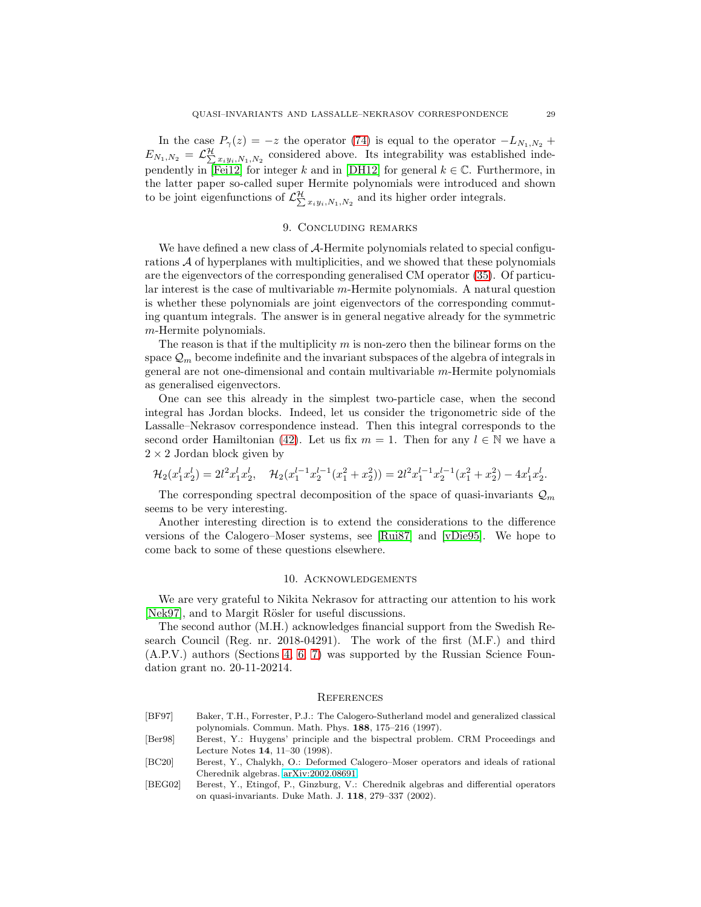In the case $P_\gamma(z) = -z$ the operator (74) is equal to the operator $-L_{N_1,N_2} + E_{N_1,N_2} = \mathcal{L}^{\mathcal{H}}_{\sum x_i y_i, N_1, N_2}$ considered above. Its integrability was established independently in [Fei12] for integer $k$ and in [DH12] for general $k \in \mathbb{C}$. Furthermore, in the latter paper so-called super Hermite polynomials were introduced and shown to be joint eigenfunctions of $\mathcal{L}^{\mathcal{H}}_{\sum x_i y_i, N_1, N_2}$ and its higher order integrals.

## 9. Concluding remarks

We have defined a new class of $\mathcal{A}$-Hermite polynomials related to special configurations $\mathcal{A}$ of hyperplanes with multiplicities, and we showed that these polynomials are the eigenvectors of the corresponding generalised CM operator (35). Of particular interest is the case of multivariable $m$-Hermite polynomials. A natural question is whether these polynomials are joint eigenvectors of the corresponding commuting quantum integrals. The answer is in general negative already for the symmetric $m$-Hermite polynomials.

The reason is that if the multiplicity $m$ is non-zero then the bilinear forms on the space $\mathcal{Q}_m$ become indefinite and the invariant subspaces of the algebra of integrals in general are not one-dimensional and contain multivariable $m$-Hermite polynomials as generalised eigenvectors.

One can see this already in the simplest two-particle case, when the second integral has Jordan blocks. Indeed, let us consider the trigonometric side of the Lassalle–Nekrasov correspondence instead. Then this integral corresponds to the second order Hamiltonian (42). Let us fix $m = 1$. Then for any $l \in \mathbb{N}$ we have a $2 \times 2$ Jordan block given by

$$\mathcal{H}_2(x_1^l x_2^l) = 2l^2 x_1^l x_2^l, \quad \mathcal{H}_2(x_1^{l-1} x_2^{l-1}(x_1^2 + x_2^2)) = 2l^2 x_1^{l-1} x_2^{l-1}(x_1^2 + x_2^2) - 4x_1^l x_2^l.$$

The corresponding spectral decomposition of the space of quasi-invariants $\mathcal{Q}_m$ seems to be very interesting.

Another interesting direction is to extend the considerations to the difference versions of the Calogero–Moser systems, see [Rui87] and [vDie95]. We hope to come back to some of these questions elsewhere.

## 10. Acknowledgements

We are very grateful to Nikita Nekrasov for attracting our attention to his work [Nek97], and to Margit Rösler for useful discussions.

The second author (M.H.) acknowledges financial support from the Swedish Research Council (Reg. nr. 2018-04291). The work of the first (M.F.) and third (A.P.V.) authors (Sections 4, 6, 7) was supported by the Russian Science Foundation grant no. 20-11-20214.

## References

[BF97] Baker, T.H., Forrester, P.J.: The Calogero-Sutherland model and generalized classical polynomials. Commun. Math. Phys. **188**, 175–216 (1997).

[Ber98] Berest, Y.: Huygens' principle and the bispectral problem. CRM Proceedings and Lecture Notes **14**, 11–30 (1998).

[BC20] Berest, Y., Chalykh, O.: Deformed Calogero–Moser operators and ideals of rational Cherednik algebras. arXiv:2002.08691

[BEG02] Berest, Y., Etingof, P., Ginzburg, V.: Cherednik algebras and differential operators on quasi-invariants. Duke Math. J. **118**, 279–337 (2002).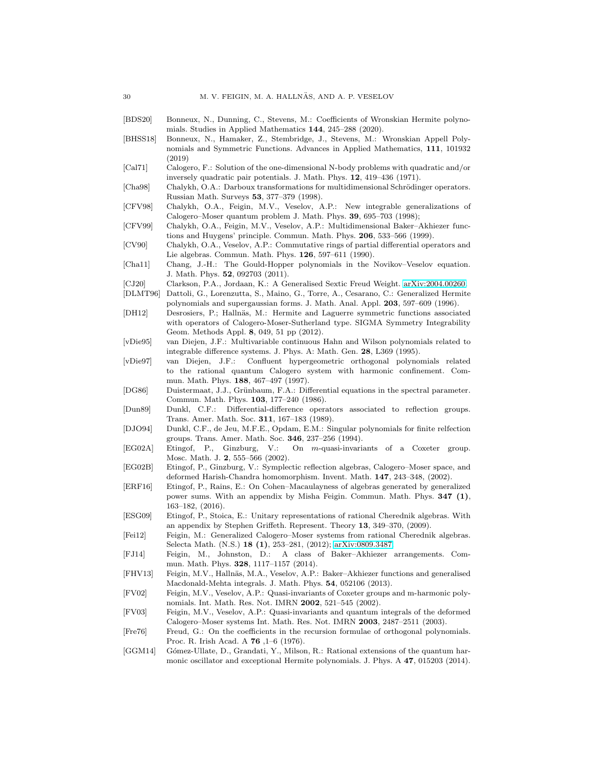[BDS20] Bonneux, N., Dunning, C., Stevens, M.: Coefficients of Wronskian Hermite polynomials. Studies in Applied Mathematics **144**, 245–288 (2020).

[BHSS18] Bonneux, N., Hamaker, Z., Stembridge, J., Stevens, M.: Wronskian Appell Polynomials and Symmetric Functions. Advances in Applied Mathematics, **111**, 101932 (2019)

[Cal71] Calogero, F.: Solution of the one-dimensional N-body problems with quadratic and/or inversely quadratic pair potentials. J. Math. Phys. **12**, 419–436 (1971).

[Cha98] Chalykh, O.A.: Darboux transformations for multidimensional Schrödinger operators. Russian Math. Surveys **53**, 377–379 (1998).

[CFV98] Chalykh, O.A., Feigin, M.V., Veselov, A.P.: New integrable generalizations of Calogero–Moser quantum problem J. Math. Phys. **39**, 695–703 (1998);

[CFV99] Chalykh, O.A., Feigin, M.V., Veselov, A.P.: Multidimensional Baker–Akhiezer functions and Huygens' principle. Commun. Math. Phys. **206**, 533–566 (1999).

[CV90] Chalykh, O.A., Veselov, A.P.: Commutative rings of partial differential operators and Lie algebras. Commun. Math. Phys. **126**, 597–611 (1990).

[Cha11] Chang, J.-H.: The Gould-Hopper polynomials in the Novikov–Veselov equation. J. Math. Phys. **52**, 092703 (2011).

[CJ20] Clarkson, P.A., Jordaan, K.: A Generalised Sextic Freud Weight. arXiv:2004.00260.

[DLMT96] Dattoli, G., Lorenzutta, S., Maino, G., Torre, A., Cesarano, C.: Generalized Hermite polynomials and supergaussian forms. J. Math. Anal. Appl. **203**, 597–609 (1996).

[DH12] Desrosiers, P.; Hallnäs, M.: Hermite and Laguerre symmetric functions associated with operators of Calogero-Moser-Sutherland type. SIGMA Symmetry Integrability Geom. Methods Appl. **8**, 049, 51 pp (2012).

[vDie95] van Diejen, J.F.: Multivariable continuous Hahn and Wilson polynomials related to integrable difference systems. J. Phys. A: Math. Gen. **28**, L369 (1995).

[vDie97] van Diejen, J.F.: Confluent hypergeometric orthogonal polynomials related to the rational quantum Calogero system with harmonic confinement. Commun. Math. Phys. **188**, 467–497 (1997).

[DG86] Duistermaat, J.J., Grünbaum, F.A.: Differential equations in the spectral parameter. Commun. Math. Phys. **103**, 177–240 (1986).

[Dun89] Dunkl, C.F.: Differential-difference operators associated to reflection groups. Trans. Amer. Math. Soc. **311**, 167–183 (1989).

[DJO94] Dunkl, C.F., de Jeu, M.F.E., Opdam, E.M.: Singular polynomials for finite relfection groups. Trans. Amer. Math. Soc. **346**, 237–256 (1994).

[EG02A] Etingof, P., Ginzburg, V.: On $m$-quasi-invariants of a Coxeter group. Mosc. Math. J. **2**, 555–566 (2002).

[EG02B] Etingof, P., Ginzburg, V.: Symplectic reflection algebras, Calogero–Moser space, and deformed Harish-Chandra homomorphism. Invent. Math. **147**, 243–348, (2002).

[ERF16] Etingof, P., Rains, E.: On Cohen–Macaulayness of algebras generated by generalized power sums. With an appendix by Misha Feigin. Commun. Math. Phys. **347 (1)**, 163–182, (2016).

[ESG09] Etingof, P., Stoica, E.: Unitary representations of rational Cherednik algebras. With an appendix by Stephen Griffeth. Represent. Theory **13**, 349–370, (2009).

[Fei12] Feigin, M.: Generalized Calogero–Moser systems from rational Cherednik algebras. Selecta Math. (N.S.) **18 (1)**, 253–281, (2012); arXiv:0809.3487

[FJ14] Feigin, M., Johnston, D.: A class of Baker–Akhiezer arrangements. Commun. Math. Phys. **328**, 1117–1157 (2014).

[FHV13] Feigin, M.V., Hallnäs, M.A., Veselov, A.P.: Baker–Akhiezer functions and generalised Macdonald-Mehta integrals. J. Math. Phys. **54**, 052106 (2013).

[FV02] Feigin, M.V., Veselov, A.P.: Quasi-invariants of Coxeter groups and m-harmonic polynomials. Int. Math. Res. Not. IMRN **2002**, 521–545 (2002).

[FV03] Feigin, M.V., Veselov, A.P.: Quasi-invariants and quantum integrals of the deformed Calogero–Moser systems Int. Math. Res. Not. IMRN **2003**, 2487–2511 (2003).

[Fre76] Freud, G.: On the coefficients in the recursion formulae of orthogonal polynomials. Proc. R. Irish Acad. A **76** ,1–6 (1976).

[GGM14] Gómez-Ullate, D., Grandati, Y., Milson, R.: Rational extensions of the quantum harmonic oscillator and exceptional Hermite polynomials. J. Phys. A **47**, 015203 (2014).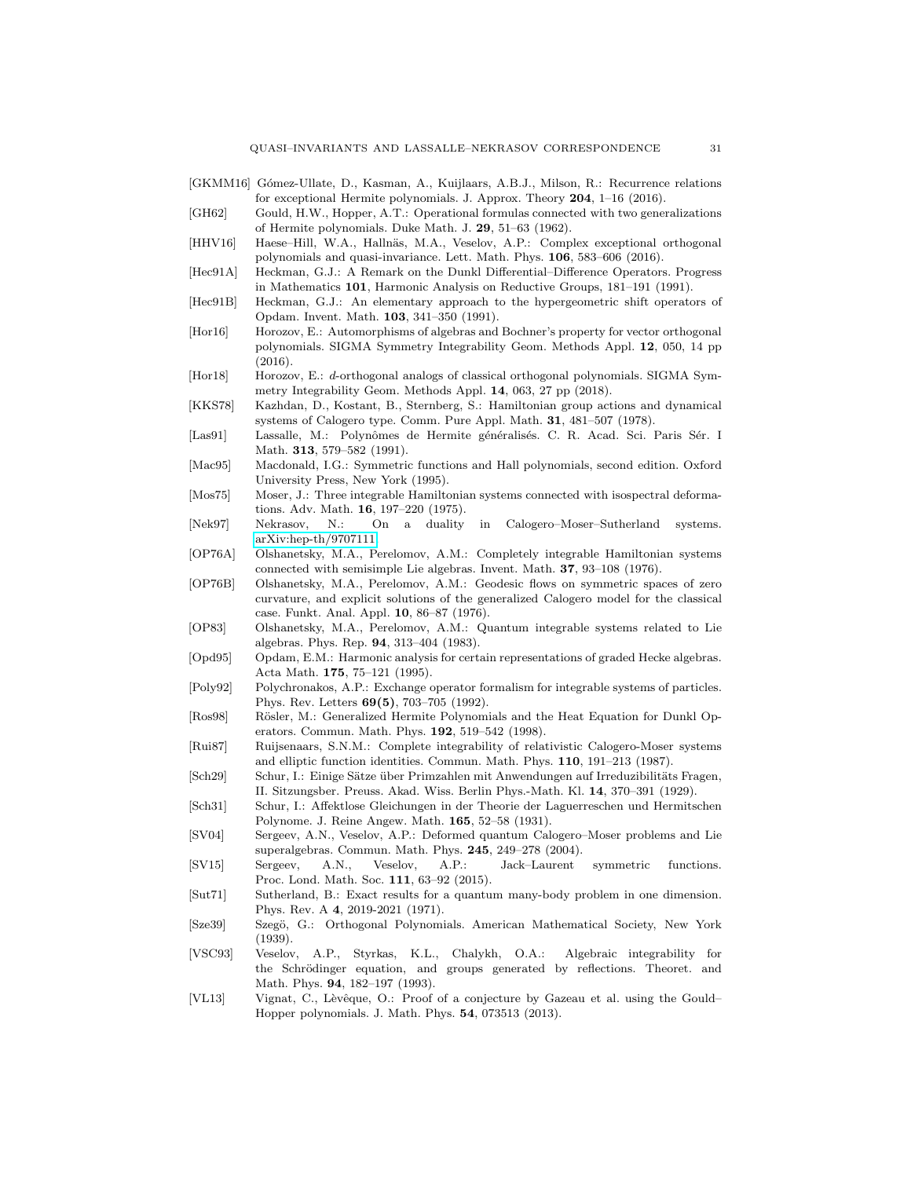[GKMM16] Gómez-Ullate, D., Kasman, A., Kuijlaars, A.B.J., Milson, R.: Recurrence relations for exceptional Hermite polynomials. J. Approx. Theory **204**, 1–16 (2016).

[GH62] Gould, H.W., Hopper, A.T.: Operational formulas connected with two generalizations of Hermite polynomials. Duke Math. J. **29**, 51–63 (1962).

[HHV16] Haese–Hill, W.A., Hallnäs, M.A., Veselov, A.P.: Complex exceptional orthogonal polynomials and quasi-invariance. Lett. Math. Phys. **106**, 583–606 (2016).

[Hec91A] Heckman, G.J.: A Remark on the Dunkl Differential–Difference Operators. Progress in Mathematics **101**, Harmonic Analysis on Reductive Groups, 181–191 (1991).

[Hec91B] Heckman, G.J.: An elementary approach to the hypergeometric shift operators of Opdam. Invent. Math. **103**, 341–350 (1991).

[Hor16] Horozov, E.: Automorphisms of algebras and Bochner's property for vector orthogonal polynomials. SIGMA Symmetry Integrability Geom. Methods Appl. **12**, 050, 14 pp (2016).

[Hor18] Horozov, E.: *d*-orthogonal analogs of classical orthogonal polynomials. SIGMA Symmetry Integrability Geom. Methods Appl. **14**, 063, 27 pp (2018).

[KKS78] Kazhdan, D., Kostant, B., Sternberg, S.: Hamiltonian group actions and dynamical systems of Calogero type. Comm. Pure Appl. Math. **31**, 481–507 (1978).

[Las91] Lassalle, M.: Polynômes de Hermite généralisés. C. R. Acad. Sci. Paris Sér. I Math. **313**, 579–582 (1991).

[Mac95] Macdonald, I.G.: Symmetric functions and Hall polynomials, second edition. Oxford University Press, New York (1995).

[Mos75] Moser, J.: Three integrable Hamiltonian systems connected with isospectral deformations. Adv. Math. **16**, 197–220 (1975).

[Nek97] Nekrasov, N.: On a duality in Calogero–Moser–Sutherland systems. arXiv:hep-th/9707111

[OP76A] Olshanetsky, M.A., Perelomov, A.M.: Completely integrable Hamiltonian systems connected with semisimple Lie algebras. Invent. Math. **37**, 93–108 (1976).

[OP76B] Olshanetsky, M.A., Perelomov, A.M.: Geodesic flows on symmetric spaces of zero curvature, and explicit solutions of the generalized Calogero model for the classical case. Funkt. Anal. Appl. **10**, 86–87 (1976).

[OP83] Olshanetsky, M.A., Perelomov, A.M.: Quantum integrable systems related to Lie algebras. Phys. Rep. **94**, 313–404 (1983).

[Opd95] Opdam, E.M.: Harmonic analysis for certain representations of graded Hecke algebras. Acta Math. **175**, 75–121 (1995).

[Poly92] Polychronakos, A.P.: Exchange operator formalism for integrable systems of particles. Phys. Rev. Letters **69(5)**, 703–705 (1992).

[Ros98] Rösler, M.: Generalized Hermite Polynomials and the Heat Equation for Dunkl Operators. Commun. Math. Phys. **192**, 519–542 (1998).

[Rui87] Ruijsenaars, S.N.M.: Complete integrability of relativistic Calogero-Moser systems and elliptic function identities. Commun. Math. Phys. **110**, 191–213 (1987).

[Sch29] Schur, I.: Einige Sätze über Primzahlen mit Anwendungen auf Irreduzibilitäts Fragen, II. Sitzungsber. Preuss. Akad. Wiss. Berlin Phys.-Math. Kl. **14**, 370–391 (1929).

[Sch31] Schur, I.: Affektlose Gleichungen in der Theorie der Laguerreschen und Hermitschen Polynome. J. Reine Angew. Math. **165**, 52–58 (1931).

[SV04] Sergeev, A.N., Veselov, A.P.: Deformed quantum Calogero–Moser problems and Lie superalgebras. Commun. Math. Phys. **245**, 249–278 (2004).

[SV15] Sergeev, A.N., Veselov, A.P.: Jack–Laurent symmetric functions. Proc. Lond. Math. Soc. **111**, 63–92 (2015).

[Sut71] Sutherland, B.: Exact results for a quantum many-body problem in one dimension. Phys. Rev. A **4**, 2019-2021 (1971).

[Sze39] Szegö, G.: Orthogonal Polynomials. American Mathematical Society, New York (1939).

[VSC93] Veselov, A.P., Styrkas, K.L., Chalykh, O.A.: Algebraic integrability for the Schrödinger equation, and groups generated by reflections. Theoret. and Math. Phys. **94**, 182–197 (1993).

[VL13] Vignat, C., Lèvêque, O.: Proof of a conjecture by Gazeau et al. using the Gould–Hopper polynomials. J. Math. Phys. **54**, 073513 (2013).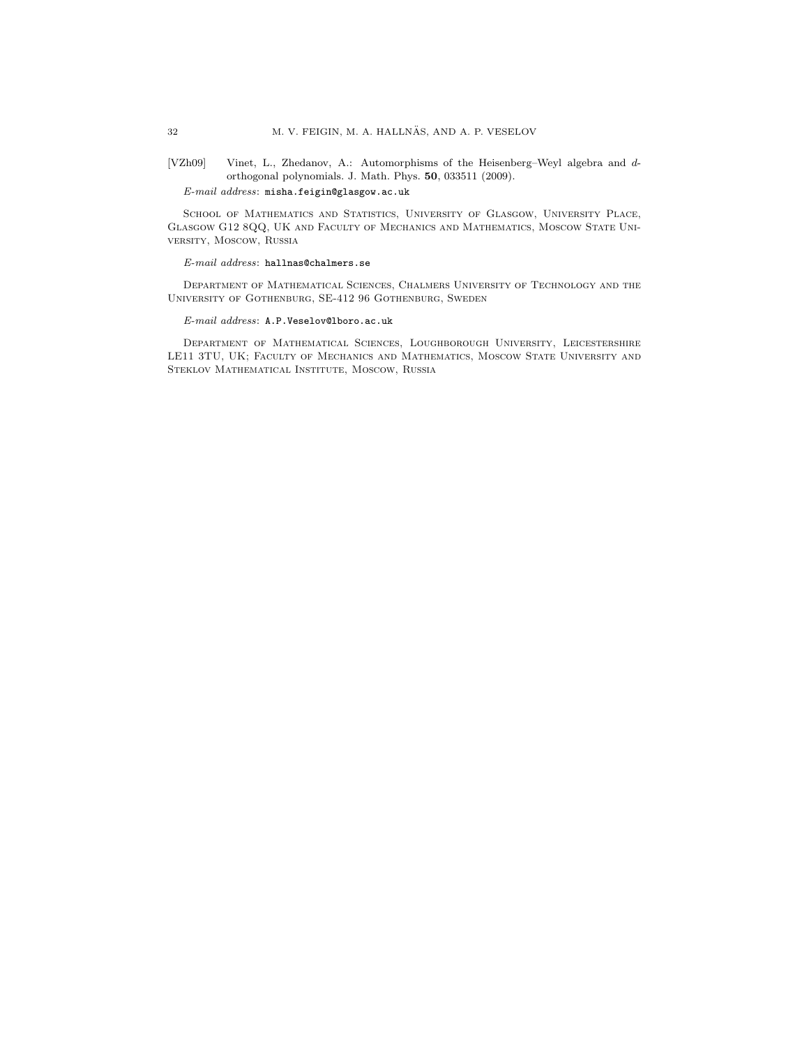[VZh09] Vinet, L., Zhedanov, A.: Automorphisms of the Heisenberg–Weyl algebra and $d$-orthogonal polynomials. J. Math. Phys. **50**, 033511 (2009).

*E-mail address*: `misha.feigin@glasgow.ac.uk`

School of Mathematics and Statistics, University of Glasgow, University Place, Glasgow G12 8QQ, UK and Faculty of Mechanics and Mathematics, Moscow State University, Moscow, Russia

*E-mail address*: `hallnas@chalmers.se`

Department of Mathematical Sciences, Chalmers University of Technology and the University of Gothenburg, SE-412 96 Gothenburg, Sweden

*E-mail address*: `A.P.Veselov@lboro.ac.uk`

Department of Mathematical Sciences, Loughborough University, Leicestershire LE11 3TU, UK; Faculty of Mechanics and Mathematics, Moscow State University and Steklov Mathematical Institute, Moscow, Russia